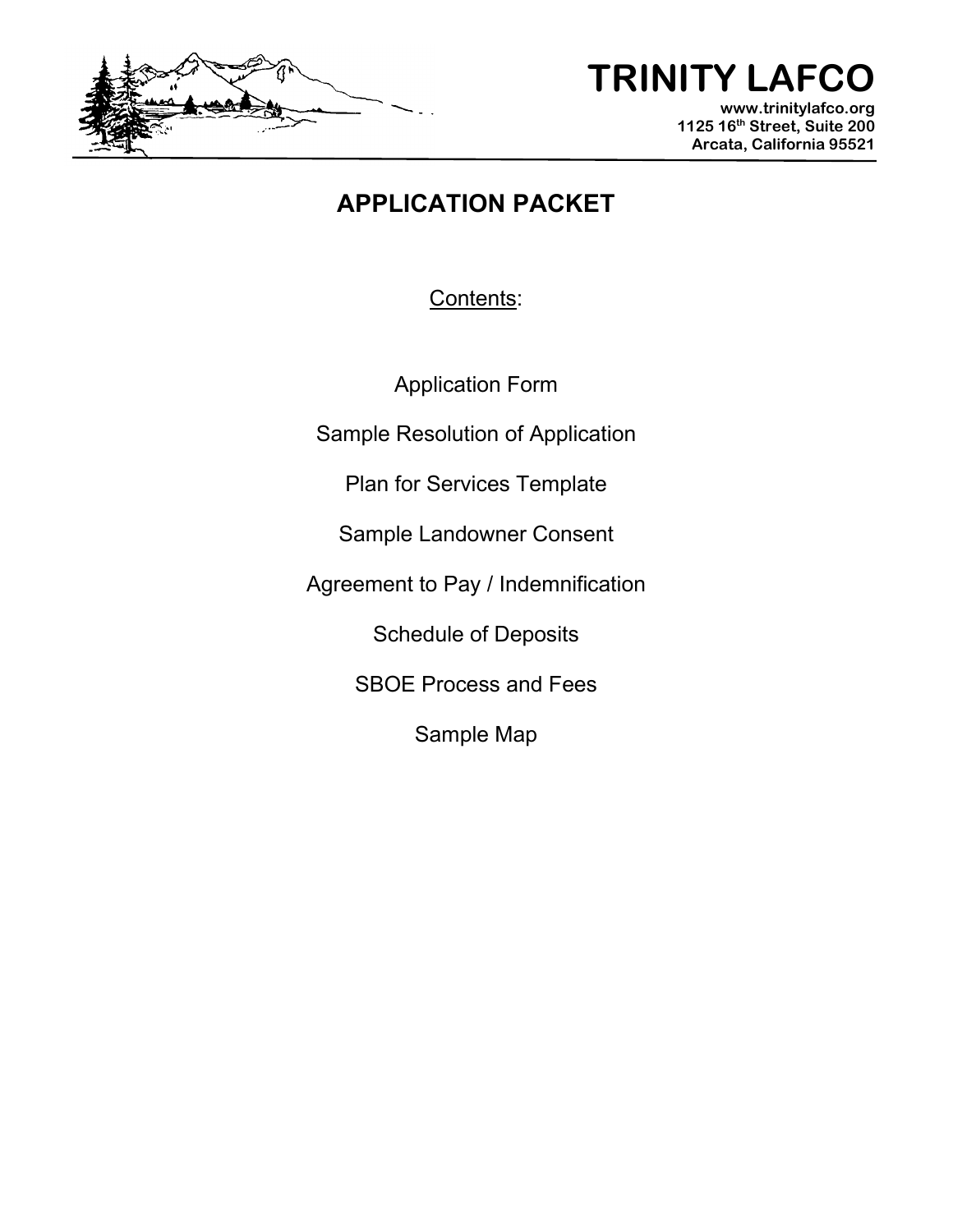# TRINITY LAFCO

www.trinitylafco.org
1125 16th Street, Suite 200
Arcata, California 95521

## APPLICATION PACKET

Contents:

Application Form

Sample Resolution of Application

Plan for Services Template

Sample Landowner Consent

Agreement to Pay / Indemnification

Schedule of Deposits

SBOE Process and Fees

Sample Map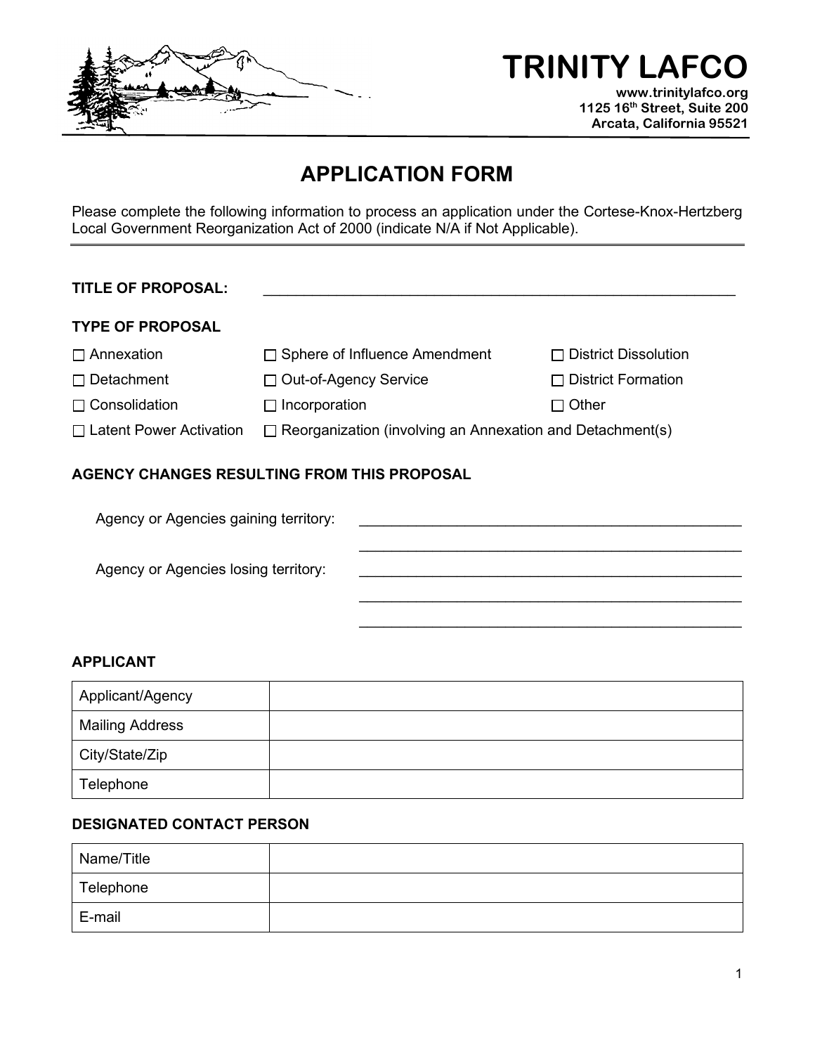# TRINITY LAFCO

www.trinitylafco.org
1125 16th Street, Suite 200
Arcata, California 95521

## APPLICATION FORM

Please complete the following information to process an application under the Cortese-Knox-Hertzberg Local Government Reorganization Act of 2000 (indicate N/A if Not Applicable).

---

**TITLE OF PROPOSAL:** ______________________________________________

**TYPE OF PROPOSAL**

☐ Annexation ☐ Sphere of Influence Amendment ☐ District Dissolution

☐ Detachment ☐ Out-of-Agency Service ☐ District Formation

☐ Consolidation ☐ Incorporation ☐ Other

☐ Latent Power Activation ☐ Reorganization (involving an Annexation and Detachment(s)

**AGENCY CHANGES RESULTING FROM THIS PROPOSAL**

Agency or Agencies gaining territory: ______________________________________________

______________________________________________

Agency or Agencies losing territory: ______________________________________________

______________________________________________

______________________________________________

**APPLICANT**

| | |
|---|---|
| Applicant/Agency | |
| Mailing Address | |
| City/State/Zip | |
| Telephone | |

**DESIGNATED CONTACT PERSON**

| | |
|---|---|
| Name/Title | |
| Telephone | |
| E-mail | |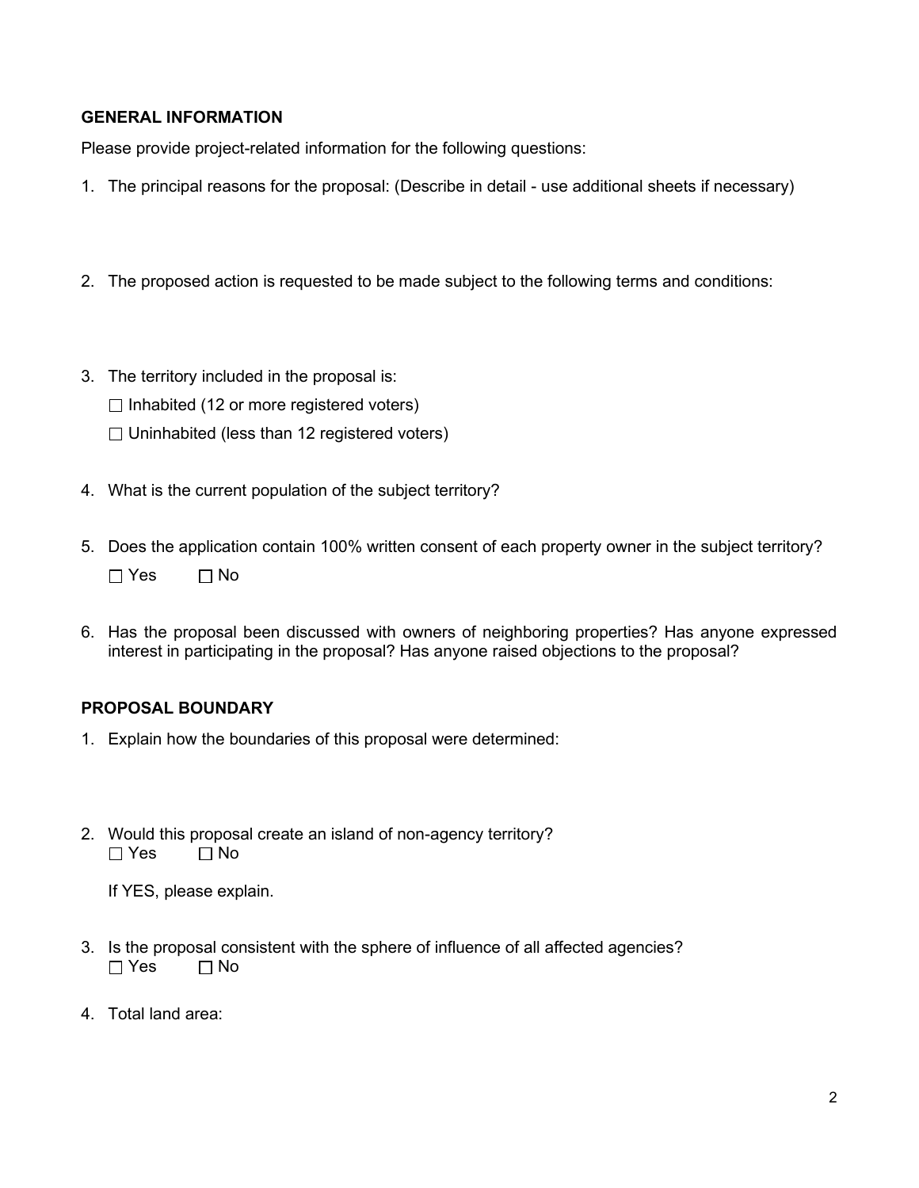**GENERAL INFORMATION**

Please provide project-related information for the following questions:

1. The principal reasons for the proposal: (Describe in detail - use additional sheets if necessary)

2. The proposed action is requested to be made subject to the following terms and conditions:

3. The territory included in the proposal is:

   ☐ Inhabited (12 or more registered voters)

   ☐ Uninhabited (less than 12 registered voters)

4. What is the current population of the subject territory?

5. Does the application contain 100% written consent of each property owner in the subject territory?

   ☐ Yes ☐ No

6. Has the proposal been discussed with owners of neighboring properties? Has anyone expressed interest in participating in the proposal? Has anyone raised objections to the proposal?

**PROPOSAL BOUNDARY**

1. Explain how the boundaries of this proposal were determined:

2. Would this proposal create an island of non-agency territory?
   ☐ Yes ☐ No

   If YES, please explain.

3. Is the proposal consistent with the sphere of influence of all affected agencies?
   ☐ Yes ☐ No

4. Total land area: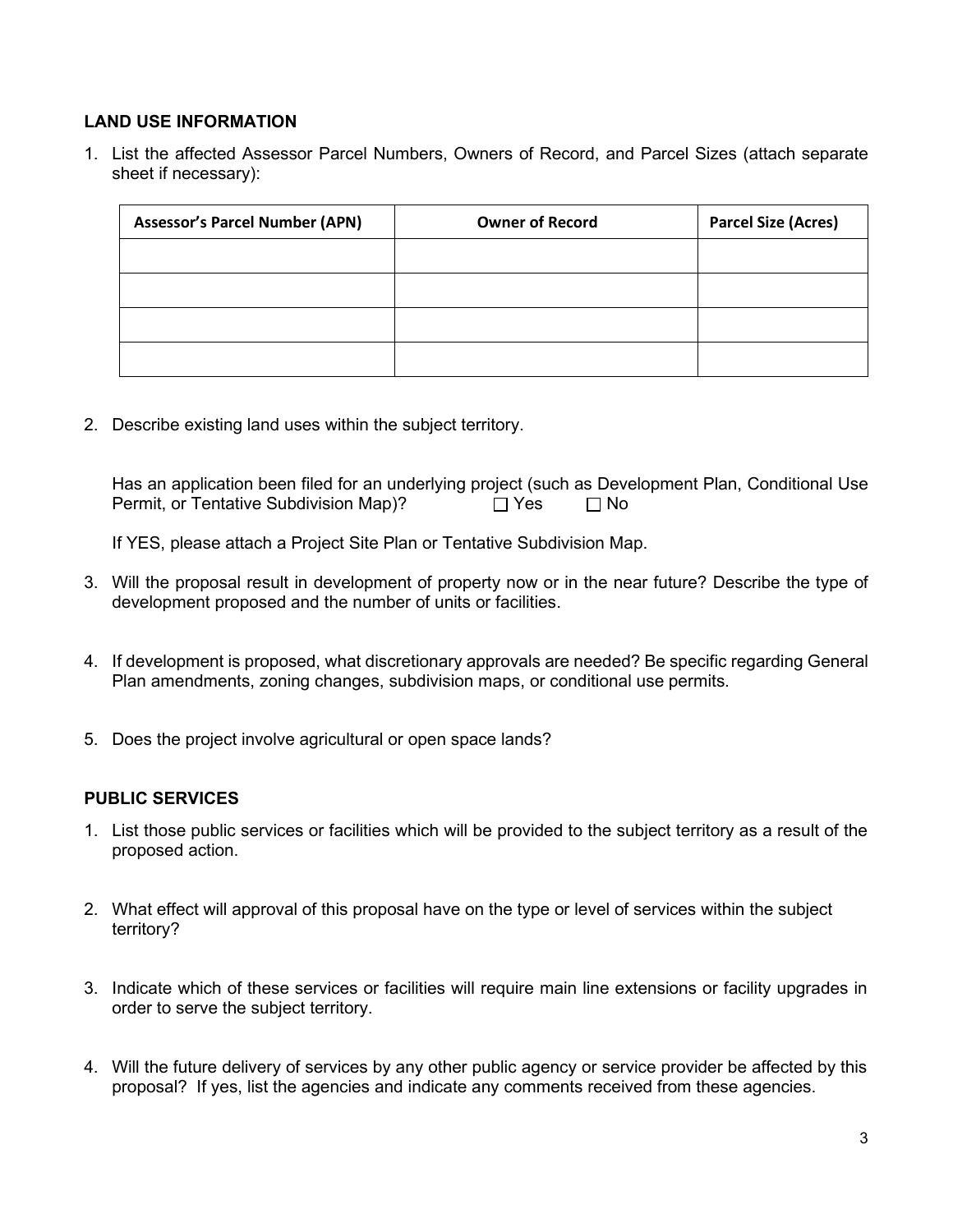### LAND USE INFORMATION

1. List the affected Assessor Parcel Numbers, Owners of Record, and Parcel Sizes (attach separate sheet if necessary):

| Assessor's Parcel Number (APN) | Owner of Record | Parcel Size (Acres) |
| --- | --- | --- |
| | | |
| | | |
| | | |
| | | |

2. Describe existing land uses within the subject territory.

   Has an application been filed for an underlying project (such as Development Plan, Conditional Use Permit, or Tentative Subdivision Map)? ☐ Yes ☐ No

   If YES, please attach a Project Site Plan or Tentative Subdivision Map.

3. Will the proposal result in development of property now or in the near future? Describe the type of development proposed and the number of units or facilities.

4. If development is proposed, what discretionary approvals are needed? Be specific regarding General Plan amendments, zoning changes, subdivision maps, or conditional use permits.

5. Does the project involve agricultural or open space lands?

### PUBLIC SERVICES

1. List those public services or facilities which will be provided to the subject territory as a result of the proposed action.

2. What effect will approval of this proposal have on the type or level of services within the subject territory?

3. Indicate which of these services or facilities will require main line extensions or facility upgrades in order to serve the subject territory.

4. Will the future delivery of services by any other public agency or service provider be affected by this proposal? If yes, list the agencies and indicate any comments received from these agencies.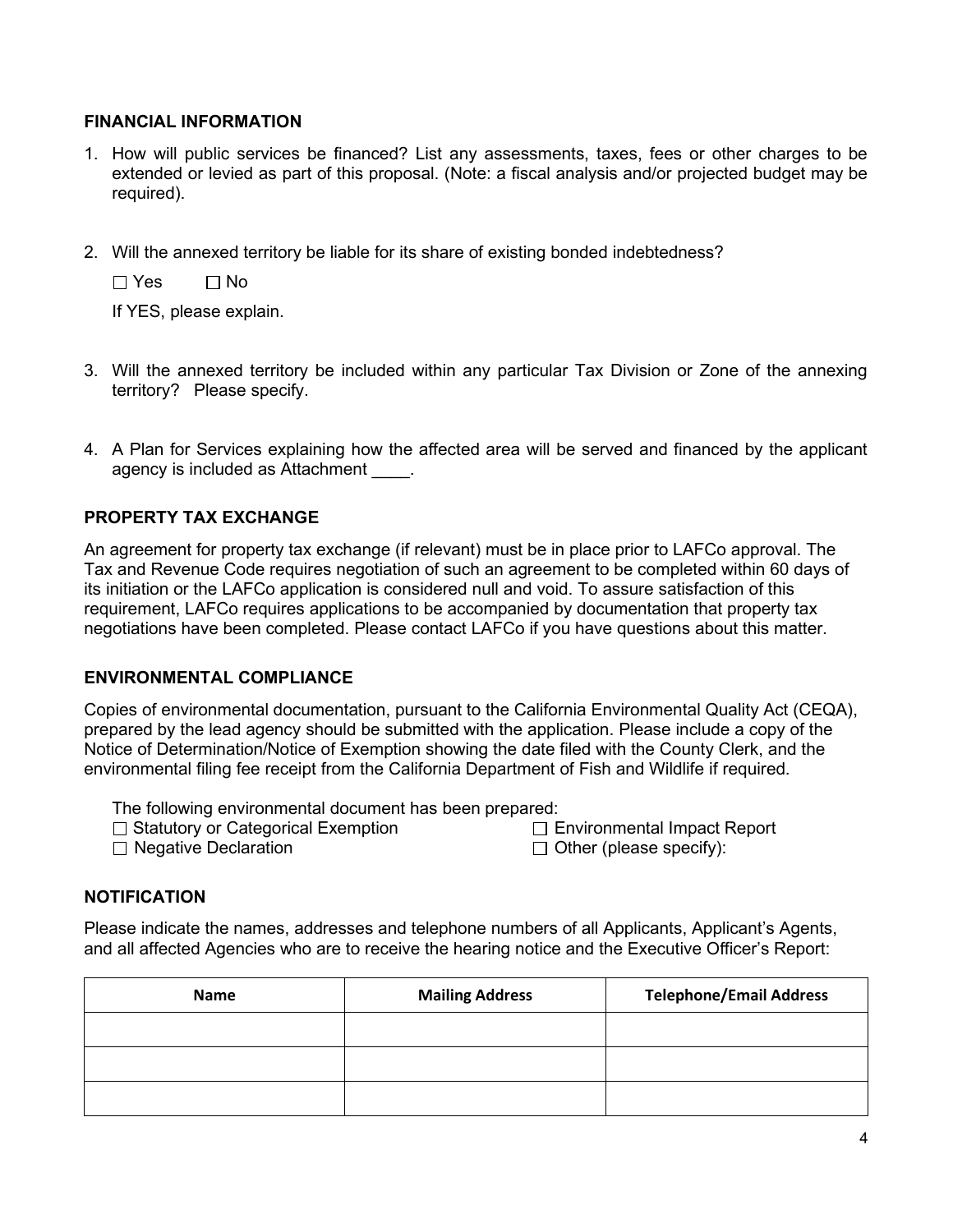## FINANCIAL INFORMATION

1. How will public services be financed? List any assessments, taxes, fees or other charges to be extended or levied as part of this proposal. (Note: a fiscal analysis and/or projected budget may be required).

2. Will the annexed territory be liable for its share of existing bonded indebtedness?

   ☐ Yes ☐ No

   If YES, please explain.

3. Will the annexed territory be included within any particular Tax Division or Zone of the annexing territory? Please specify.

4. A Plan for Services explaining how the affected area will be served and financed by the applicant agency is included as Attachment ____.

## PROPERTY TAX EXCHANGE

An agreement for property tax exchange (if relevant) must be in place prior to LAFCo approval. The Tax and Revenue Code requires negotiation of such an agreement to be completed within 60 days of its initiation or the LAFCo application is considered null and void. To assure satisfaction of this requirement, LAFCo requires applications to be accompanied by documentation that property tax negotiations have been completed. Please contact LAFCo if you have questions about this matter.

## ENVIRONMENTAL COMPLIANCE

Copies of environmental documentation, pursuant to the California Environmental Quality Act (CEQA), prepared by the lead agency should be submitted with the application. Please include a copy of the Notice of Determination/Notice of Exemption showing the date filed with the County Clerk, and the environmental filing fee receipt from the California Department of Fish and Wildlife if required.

The following environmental document has been prepared:

☐ Statutory or Categorical Exemption
☐ Environmental Impact Report
☐ Negative Declaration
☐ Other (please specify):

## NOTIFICATION

Please indicate the names, addresses and telephone numbers of all Applicants, Applicant's Agents, and all affected Agencies who are to receive the hearing notice and the Executive Officer's Report:

| Name | Mailing Address | Telephone/Email Address |
|---|---|---|
| | | |
| | | |
| | | |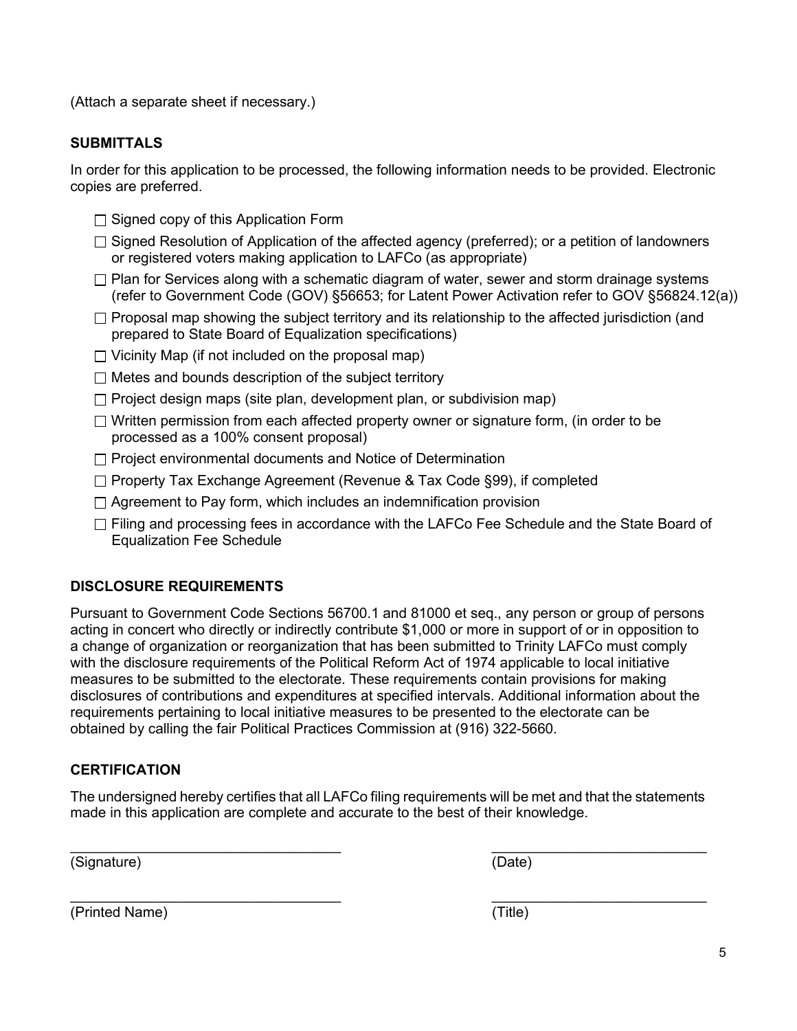(Attach a separate sheet if necessary.)

## SUBMITTALS

In order for this application to be processed, the following information needs to be provided. Electronic copies are preferred.

- ☐ Signed copy of this Application Form
- ☐ Signed Resolution of Application of the affected agency (preferred); or a petition of landowners or registered voters making application to LAFCo (as appropriate)
- ☐ Plan for Services along with a schematic diagram of water, sewer and storm drainage systems (refer to Government Code (GOV) §56653; for Latent Power Activation refer to GOV §56824.12(a))
- ☐ Proposal map showing the subject territory and its relationship to the affected jurisdiction (and prepared to State Board of Equalization specifications)
- ☐ Vicinity Map (if not included on the proposal map)
- ☐ Metes and bounds description of the subject territory
- ☐ Project design maps (site plan, development plan, or subdivision map)
- ☐ Written permission from each affected property owner or signature form, (in order to be processed as a 100% consent proposal)
- ☐ Project environmental documents and Notice of Determination
- ☐ Property Tax Exchange Agreement (Revenue & Tax Code §99), if completed
- ☐ Agreement to Pay form, which includes an indemnification provision
- ☐ Filing and processing fees in accordance with the LAFCo Fee Schedule and the State Board of Equalization Fee Schedule

## DISCLOSURE REQUIREMENTS

Pursuant to Government Code Sections 56700.1 and 81000 et seq., any person or group of persons acting in concert who directly or indirectly contribute $1,000 or more in support of or in opposition to a change of organization or reorganization that has been submitted to Trinity LAFCo must comply with the disclosure requirements of the Political Reform Act of 1974 applicable to local initiative measures to be submitted to the electorate. These requirements contain provisions for making disclosures of contributions and expenditures at specified intervals. Additional information about the requirements pertaining to local initiative measures to be presented to the electorate can be obtained by calling the fair Political Practices Commission at (916) 322-5660.

## CERTIFICATION

The undersigned hereby certifies that all LAFCo filing requirements will be met and that the statements made in this application are complete and accurate to the best of their knowledge.

\_\_\_\_\_\_\_\_\_\_\_\_\_\_\_\_\_\_\_\_\_\_\_\_\_\_\_\_\_\_\_\_\_\_ (Signature)

\_\_\_\_\_\_\_\_\_\_\_\_\_\_\_\_\_\_\_\_\_\_\_\_\_\_\_ (Date)

\_\_\_\_\_\_\_\_\_\_\_\_\_\_\_\_\_\_\_\_\_\_\_\_\_\_\_\_\_\_\_\_\_\_ (Printed Name)

\_\_\_\_\_\_\_\_\_\_\_\_\_\_\_\_\_\_\_\_\_\_\_\_\_\_\_ (Title)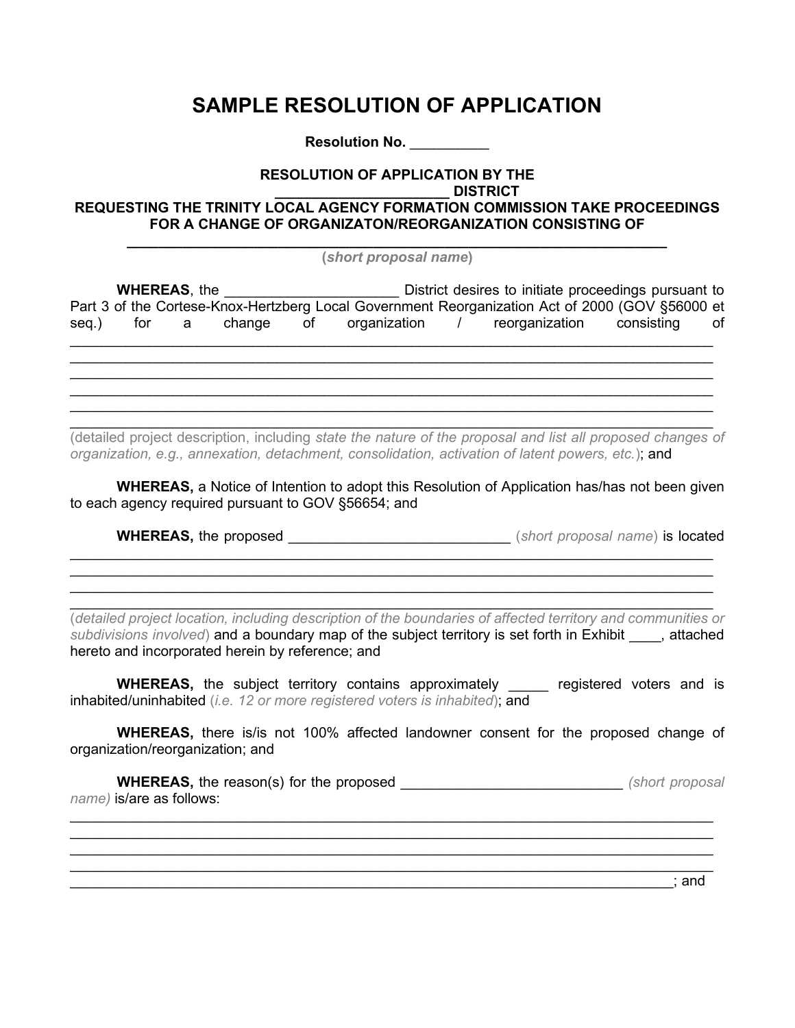# SAMPLE RESOLUTION OF APPLICATION

**Resolution No. __________**

**RESOLUTION OF APPLICATION BY THE**
**______________________ DISTRICT**
**REQUESTING THE TRINITY LOCAL AGENCY FORMATION COMMISSION TAKE PROCEEDINGS FOR A CHANGE OF ORGANIZATON/REORGANIZATION CONSISTING OF**
**_______________________________________________________________________**
**(*short proposal name*)**

**WHEREAS**, the ______________________ District desires to initiate proceedings pursuant to Part 3 of the Cortese-Knox-Hertzberg Local Government Reorganization Act of 2000 (GOV §56000 et seq.) for a change of organization / reorganization consisting of ________________________________________________________________________________
________________________________________________________________________________
________________________________________________________________________________
________________________________________________________________________________
________________________________________________________________________________
________________________________________________________________________________
(detailed project description, including *state the nature of the proposal and list all proposed changes of organization, e.g., annexation, detachment, consolidation, activation of latent powers, etc.*); and

**WHEREAS,** a Notice of Intention to adopt this Resolution of Application has/has not been given to each agency required pursuant to GOV §56654; and

**WHEREAS,** the proposed ___________________________ (*short proposal name*) is located ________________________________________________________________________________
________________________________________________________________________________
________________________________________________________________________________
________________________________________________________________________________
(*detailed project location, including description of the boundaries of affected territory and communities or subdivisions involved*) and a boundary map of the subject territory is set forth in Exhibit ____, attached hereto and incorporated herein by reference; and

**WHEREAS,** the subject territory contains approximately _____ registered voters and is inhabited/uninhabited (*i.e. 12 or more registered voters is inhabited*); and

**WHEREAS,** there is/is not 100% affected landowner consent for the proposed change of organization/reorganization; and

**WHEREAS,** the reason(s) for the proposed ____________________________ *(short proposal name)* is/are as follows:
________________________________________________________________________________
________________________________________________________________________________
________________________________________________________________________________
________________________________________________________________________________
______________________________________________________________________________; and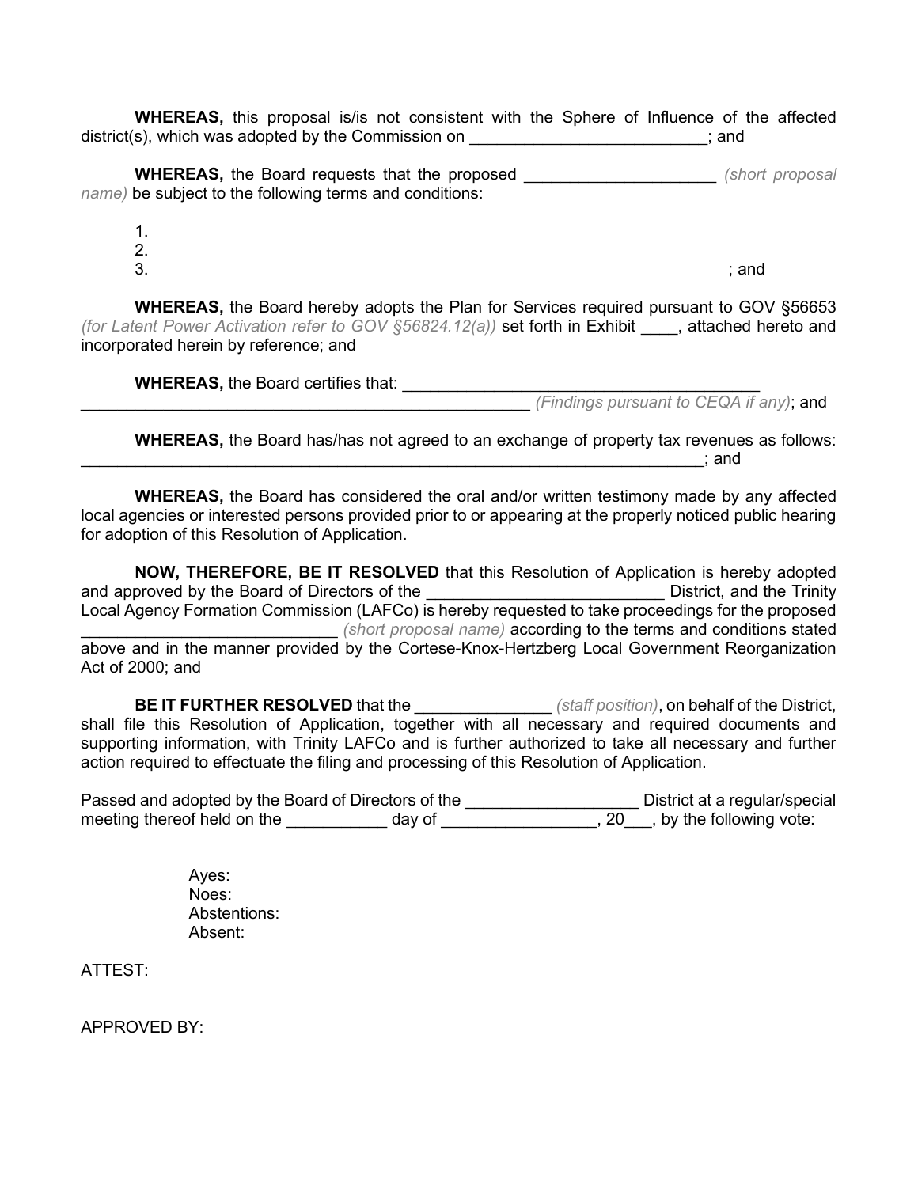**WHEREAS,** this proposal is/is not consistent with the Sphere of Influence of the affected district(s), which was adopted by the Commission on __________________________; and

**WHEREAS,** the Board requests that the proposed _____________________ *(short proposal name)* be subject to the following terms and conditions:

1.
2.
3. ; and

**WHEREAS,** the Board hereby adopts the Plan for Services required pursuant to GOV §56653 *(for Latent Power Activation refer to GOV §56824.12(a))* set forth in Exhibit ____, attached hereto and incorporated herein by reference; and

**WHEREAS,** the Board certifies that: ________________________________________ _____________________________________________________ *(Findings pursuant to CEQA if any)*; and

**WHEREAS,** the Board has/has not agreed to an exchange of property tax revenues as follows: _______________________________________________________________________; and

**WHEREAS,** the Board has considered the oral and/or written testimony made by any affected local agencies or interested persons provided prior to or appearing at the properly noticed public hearing for adoption of this Resolution of Application.

**NOW, THEREFORE, BE IT RESOLVED** that this Resolution of Application is hereby adopted and approved by the Board of Directors of the __________________________ District, and the Trinity Local Agency Formation Commission (LAFCo) is hereby requested to take proceedings for the proposed ____________________________ *(short proposal name)* according to the terms and conditions stated above and in the manner provided by the Cortese-Knox-Hertzberg Local Government Reorganization Act of 2000; and

**BE IT FURTHER RESOLVED** that the _______________ *(staff position)*, on behalf of the District, shall file this Resolution of Application, together with all necessary and required documents and supporting information, with Trinity LAFCo and is further authorized to take all necessary and further action required to effectuate the filing and processing of this Resolution of Application.

Passed and adopted by the Board of Directors of the ___________________ District at a regular/special meeting thereof held on the ___________ day of _________________, 20___, by the following vote:

Ayes:
Noes:
Abstentions:
Absent:

ATTEST:

APPROVED BY: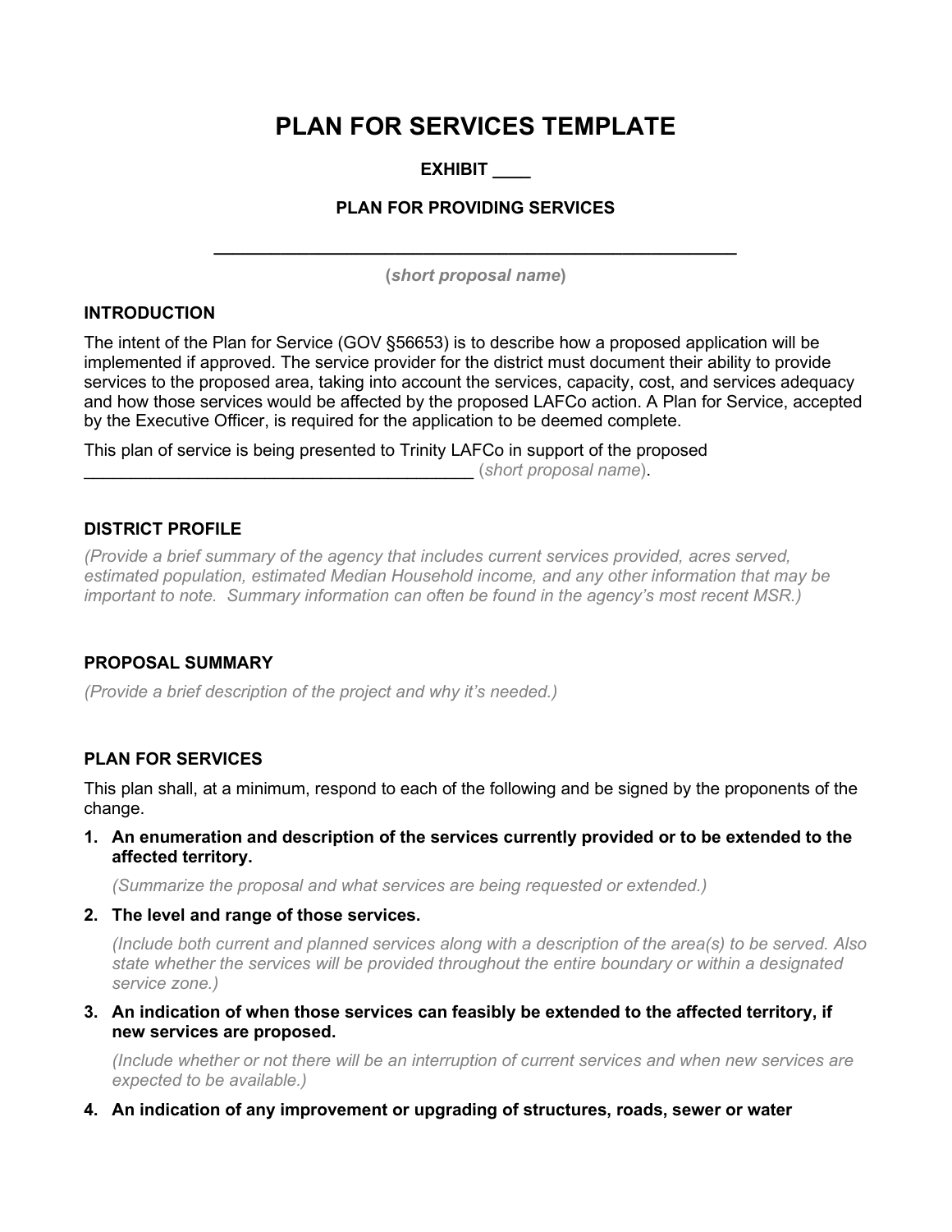# PLAN FOR SERVICES TEMPLATE

**EXHIBIT ____**

**PLAN FOR PROVIDING SERVICES**

**________________________________________________________**

(***short proposal name***)

## INTRODUCTION

The intent of the Plan for Service (GOV §56653) is to describe how a proposed application will be implemented if approved. The service provider for the district must document their ability to provide services to the proposed area, taking into account the services, capacity, cost, and services adequacy and how those services would be affected by the proposed LAFCo action. A Plan for Service, accepted by the Executive Officer, is required for the application to be deemed complete.

This plan of service is being presented to Trinity LAFCo in support of the proposed ___________________________________________ (*short proposal name*).

## DISTRICT PROFILE

*(Provide a brief summary of the agency that includes current services provided, acres served, estimated population, estimated Median Household income, and any other information that may be important to note. Summary information can often be found in the agency's most recent MSR.)*

## PROPOSAL SUMMARY

*(Provide a brief description of the project and why it's needed.)*

## PLAN FOR SERVICES

This plan shall, at a minimum, respond to each of the following and be signed by the proponents of the change.

1. **An enumeration and description of the services currently provided or to be extended to the affected territory.**

   *(Summarize the proposal and what services are being requested or extended.)*

2. **The level and range of those services.**

   *(Include both current and planned services along with a description of the area(s) to be served. Also state whether the services will be provided throughout the entire boundary or within a designated service zone.)*

3. **An indication of when those services can feasibly be extended to the affected territory, if new services are proposed.**

   *(Include whether or not there will be an interruption of current services and when new services are expected to be available.)*

4. **An indication of any improvement or upgrading of structures, roads, sewer or water**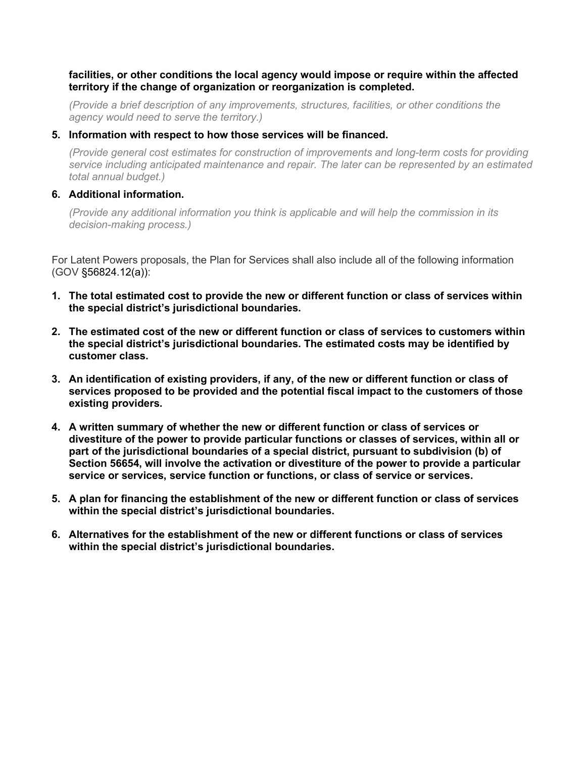**facilities, or other conditions the local agency would impose or require within the affected territory if the change of organization or reorganization is completed.**

*(Provide a brief description of any improvements, structures, facilities, or other conditions the agency would need to serve the territory.)*

5. **Information with respect to how those services will be financed.**

   *(Provide general cost estimates for construction of improvements and long-term costs for providing service including anticipated maintenance and repair. The later can be represented by an estimated total annual budget.)*

6. **Additional information.**

   *(Provide any additional information you think is applicable and will help the commission in its decision-making process.)*

For Latent Powers proposals, the Plan for Services shall also include all of the following information (GOV §56824.12(a)):

1. **The total estimated cost to provide the new or different function or class of services within the special district's jurisdictional boundaries.**
2. **The estimated cost of the new or different function or class of services to customers within the special district's jurisdictional boundaries. The estimated costs may be identified by customer class.**
3. **An identification of existing providers, if any, of the new or different function or class of services proposed to be provided and the potential fiscal impact to the customers of those existing providers.**
4. **A written summary of whether the new or different function or class of services or divestiture of the power to provide particular functions or classes of services, within all or part of the jurisdictional boundaries of a special district, pursuant to subdivision (b) of Section 56654, will involve the activation or divestiture of the power to provide a particular service or services, service function or functions, or class of service or services.**
5. **A plan for financing the establishment of the new or different function or class of services within the special district's jurisdictional boundaries.**
6. **Alternatives for the establishment of the new or different functions or class of services within the special district's jurisdictional boundaries.**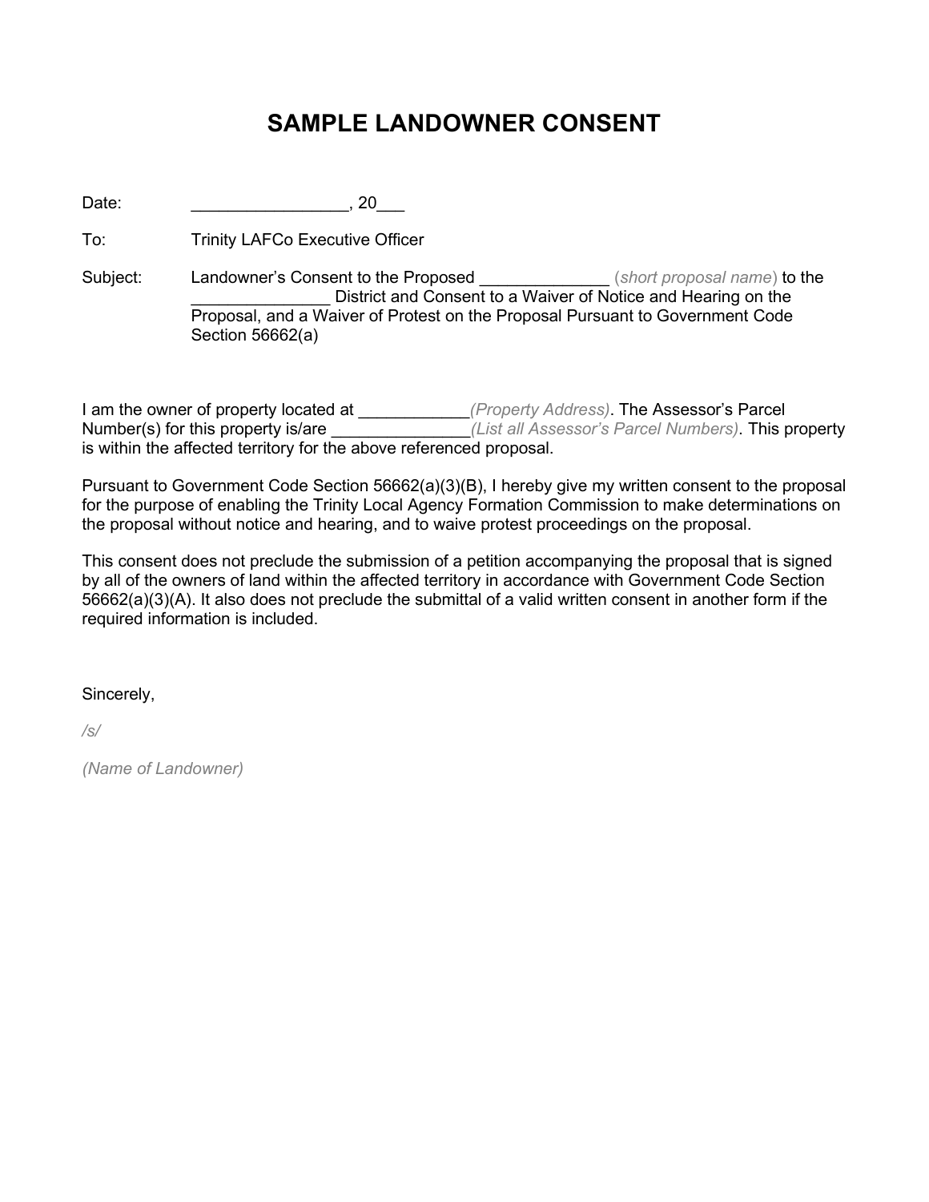# SAMPLE LANDOWNER CONSENT

Date: _________________, 20___

To: Trinity LAFCo Executive Officer

Subject: Landowner's Consent to the Proposed ______________ (*short proposal name*) to the _______________ District and Consent to a Waiver of Notice and Hearing on the Proposal, and a Waiver of Protest on the Proposal Pursuant to Government Code Section 56662(a)

I am the owner of property located at ____________*(Property Address)*. The Assessor's Parcel Number(s) for this property is/are _______________*(List all Assessor's Parcel Numbers)*. This property is within the affected territory for the above referenced proposal.

Pursuant to Government Code Section 56662(a)(3)(B), I hereby give my written consent to the proposal for the purpose of enabling the Trinity Local Agency Formation Commission to make determinations on the proposal without notice and hearing, and to waive protest proceedings on the proposal.

This consent does not preclude the submission of a petition accompanying the proposal that is signed by all of the owners of land within the affected territory in accordance with Government Code Section 56662(a)(3)(A). It also does not preclude the submittal of a valid written consent in another form if the required information is included.

Sincerely,

*/s/*

*(Name of Landowner)*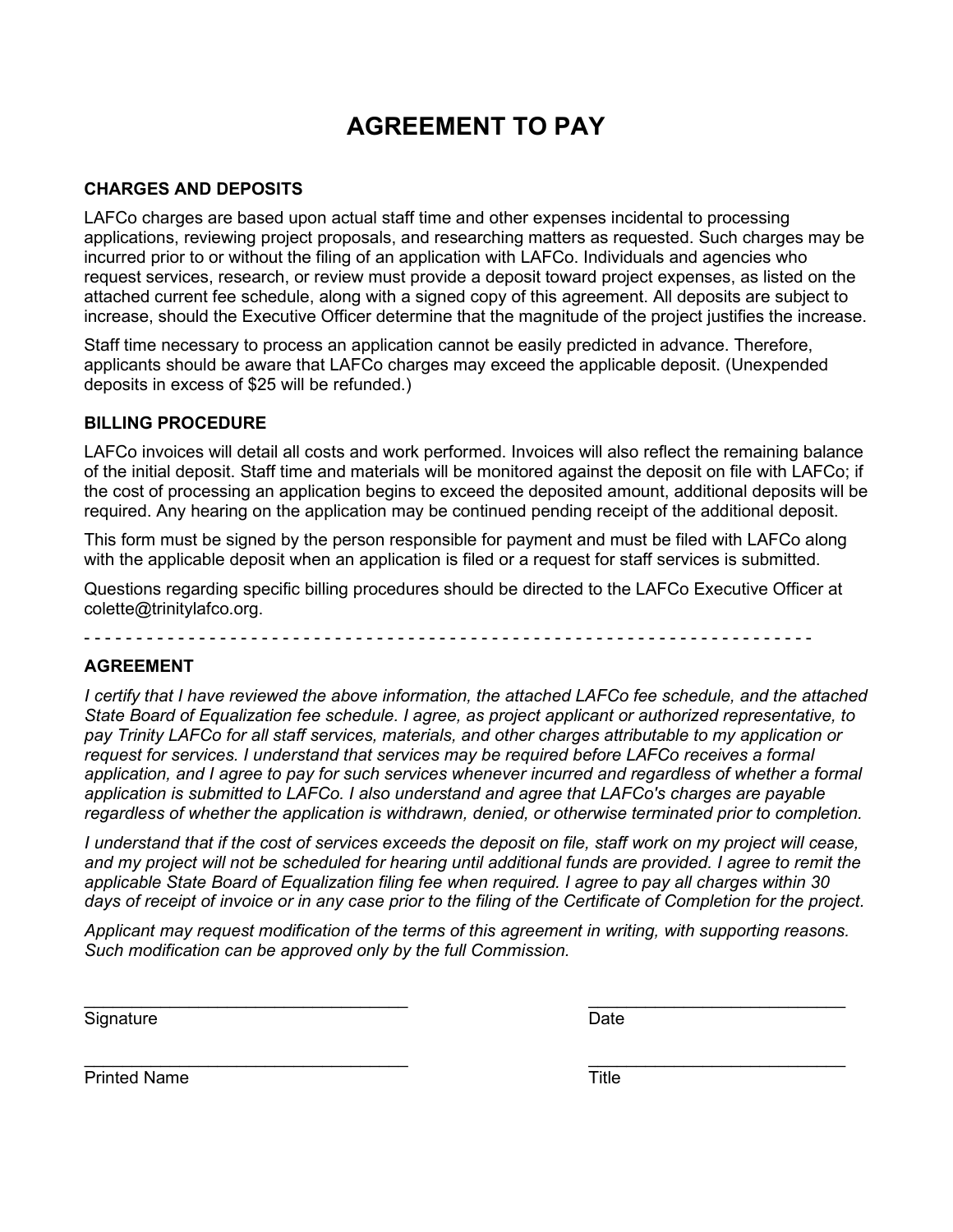# AGREEMENT TO PAY

### CHARGES AND DEPOSITS

LAFCo charges are based upon actual staff time and other expenses incidental to processing applications, reviewing project proposals, and researching matters as requested. Such charges may be incurred prior to or without the filing of an application with LAFCo. Individuals and agencies who request services, research, or review must provide a deposit toward project expenses, as listed on the attached current fee schedule, along with a signed copy of this agreement. All deposits are subject to increase, should the Executive Officer determine that the magnitude of the project justifies the increase.

Staff time necessary to process an application cannot be easily predicted in advance. Therefore, applicants should be aware that LAFCo charges may exceed the applicable deposit. (Unexpended deposits in excess of $25 will be refunded.)

### BILLING PROCEDURE

LAFCo invoices will detail all costs and work performed. Invoices will also reflect the remaining balance of the initial deposit. Staff time and materials will be monitored against the deposit on file with LAFCo; if the cost of processing an application begins to exceed the deposited amount, additional deposits will be required. Any hearing on the application may be continued pending receipt of the additional deposit.

This form must be signed by the person responsible for payment and must be filed with LAFCo along with the applicable deposit when an application is filed or a request for staff services is submitted.

Questions regarding specific billing procedures should be directed to the LAFCo Executive Officer at colette@trinitylafco.org.

- - - - - - - - - - - - - - - - - - - - - - - - - - - - - - - - - - - - - - - - - - - - - - - - - - - - - - - - - - - - - - - - - - - - -

### AGREEMENT

*I certify that I have reviewed the above information, the attached LAFCo fee schedule, and the attached State Board of Equalization fee schedule. I agree, as project applicant or authorized representative, to pay Trinity LAFCo for all staff services, materials, and other charges attributable to my application or request for services. I understand that services may be required before LAFCo receives a formal application, and I agree to pay for such services whenever incurred and regardless of whether a formal application is submitted to LAFCo. I also understand and agree that LAFCo's charges are payable regardless of whether the application is withdrawn, denied, or otherwise terminated prior to completion.*

*I understand that if the cost of services exceeds the deposit on file, staff work on my project will cease, and my project will not be scheduled for hearing until additional funds are provided. I agree to remit the applicable State Board of Equalization filing fee when required. I agree to pay all charges within 30 days of receipt of invoice or in any case prior to the filing of the Certificate of Completion for the project.*

*Applicant may request modification of the terms of this agreement in writing, with supporting reasons. Such modification can be approved only by the full Commission.*

\_\_\_\_\_\_\_\_\_\_\_\_\_\_\_\_\_\_\_\_\_\_\_\_\_\_\_\_\_\_\_\_\_\_\_ \_\_\_\_\_\_\_\_\_\_\_\_\_\_\_\_\_\_\_\_\_\_\_\_\_\_\_\_
Signature Date

\_\_\_\_\_\_\_\_\_\_\_\_\_\_\_\_\_\_\_\_\_\_\_\_\_\_\_\_\_\_\_\_\_\_\_ \_\_\_\_\_\_\_\_\_\_\_\_\_\_\_\_\_\_\_\_\_\_\_\_\_\_\_\_
Printed Name Title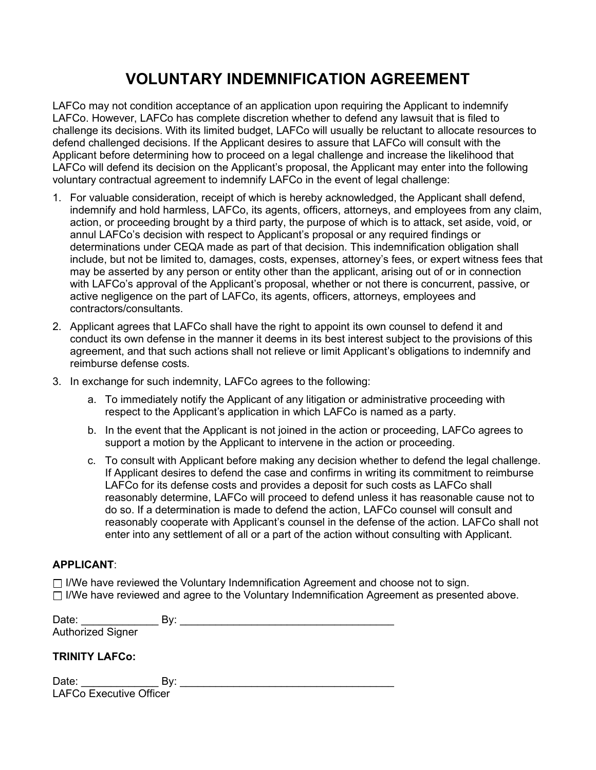# VOLUNTARY INDEMNIFICATION AGREEMENT

LAFCo may not condition acceptance of an application upon requiring the Applicant to indemnify LAFCo. However, LAFCo has complete discretion whether to defend any lawsuit that is filed to challenge its decisions. With its limited budget, LAFCo will usually be reluctant to allocate resources to defend challenged decisions. If the Applicant desires to assure that LAFCo will consult with the Applicant before determining how to proceed on a legal challenge and increase the likelihood that LAFCo will defend its decision on the Applicant's proposal, the Applicant may enter into the following voluntary contractual agreement to indemnify LAFCo in the event of legal challenge:

1. For valuable consideration, receipt of which is hereby acknowledged, the Applicant shall defend, indemnify and hold harmless, LAFCo, its agents, officers, attorneys, and employees from any claim, action, or proceeding brought by a third party, the purpose of which is to attack, set aside, void, or annul LAFCo's decision with respect to Applicant's proposal or any required findings or determinations under CEQA made as part of that decision. This indemnification obligation shall include, but not be limited to, damages, costs, expenses, attorney's fees, or expert witness fees that may be asserted by any person or entity other than the applicant, arising out of or in connection with LAFCo's approval of the Applicant's proposal, whether or not there is concurrent, passive, or active negligence on the part of LAFCo, its agents, officers, attorneys, employees and contractors/consultants.
2. Applicant agrees that LAFCo shall have the right to appoint its own counsel to defend it and conduct its own defense in the manner it deems in its best interest subject to the provisions of this agreement, and that such actions shall not relieve or limit Applicant's obligations to indemnify and reimburse defense costs.
3. In exchange for such indemnity, LAFCo agrees to the following:
   a. To immediately notify the Applicant of any litigation or administrative proceeding with respect to the Applicant's application in which LAFCo is named as a party.
   b. In the event that the Applicant is not joined in the action or proceeding, LAFCo agrees to support a motion by the Applicant to intervene in the action or proceeding.
   c. To consult with Applicant before making any decision whether to defend the legal challenge. If Applicant desires to defend the case and confirms in writing its commitment to reimburse LAFCo for its defense costs and provides a deposit for such costs as LAFCo shall reasonably determine, LAFCo will proceed to defend unless it has reasonable cause not to do so. If a determination is made to defend the action, LAFCo counsel will consult and reasonably cooperate with Applicant's counsel in the defense of the action. LAFCo shall not enter into any settlement of all or a part of the action without consulting with Applicant.

**APPLICANT**:

☐ I/We have reviewed the Voluntary Indemnification Agreement and choose not to sign.
☐ I/We have reviewed and agree to the Voluntary Indemnification Agreement as presented above.

Date: _____________ By: ____________________________________
Authorized Signer

**TRINITY LAFCo:**

Date: _____________ By: ____________________________________
LAFCo Executive Officer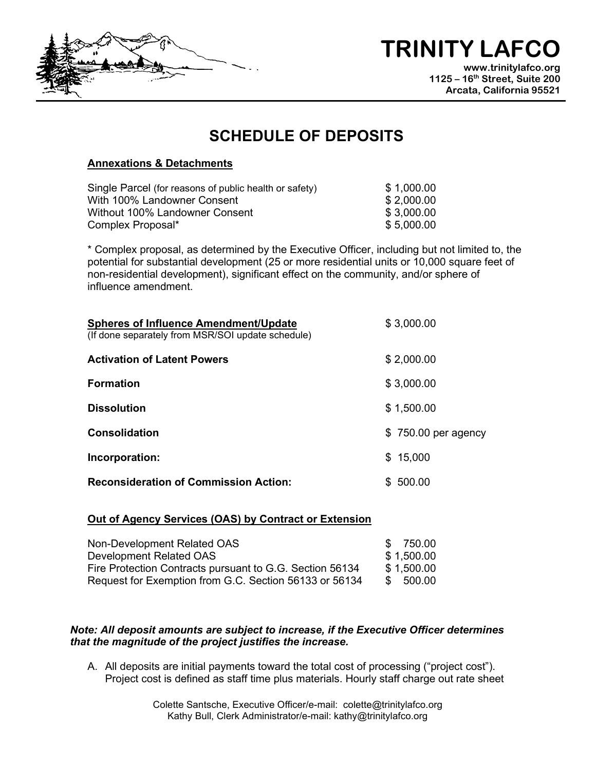# TRINITY LAFCO

www.trinitylafco.org
1125 – 16th Street, Suite 200
Arcata, California 95521

## SCHEDULE OF DEPOSITS

**Annexations & Detachments**

| | |
|---|---|
| Single Parcel (for reasons of public health or safety) | $ 1,000.00 |
| With 100% Landowner Consent | $ 2,000.00 |
| Without 100% Landowner Consent | $ 3,000.00 |
| Complex Proposal* | $ 5,000.00 |

* Complex proposal, as determined by the Executive Officer, including but not limited to, the potential for substantial development (25 or more residential units or 10,000 square feet of non-residential development), significant effect on the community, and/or sphere of influence amendment.

| | |
|---|---|
| **Spheres of Influence Amendment/Update** (If done separately from MSR/SOI update schedule) | $ 3,000.00 |
| **Activation of Latent Powers** | $ 2,000.00 |
| **Formation** | $ 3,000.00 |
| **Dissolution** | $ 1,500.00 |
| **Consolidation** | $ 750.00 per agency |
| **Incorporation:** | $ 15,000 |
| **Reconsideration of Commission Action:** | $ 500.00 |

**Out of Agency Services (OAS) by Contract or Extension**

| | |
|---|---|
| Non-Development Related OAS | $ 750.00 |
| Development Related OAS | $ 1,500.00 |
| Fire Protection Contracts pursuant to G.G. Section 56134 | $ 1,500.00 |
| Request for Exemption from G.C. Section 56133 or 56134 | $ 500.00 |

***Note: All deposit amounts are subject to increase, if the Executive Officer determines that the magnitude of the project justifies the increase.***

A. All deposits are initial payments toward the total cost of processing ("project cost"). Project cost is defined as staff time plus materials. Hourly staff charge out rate sheet

Colette Santsche, Executive Officer/e-mail: colette@trinitylafco.org
Kathy Bull, Clerk Administrator/e-mail: kathy@trinitylafco.org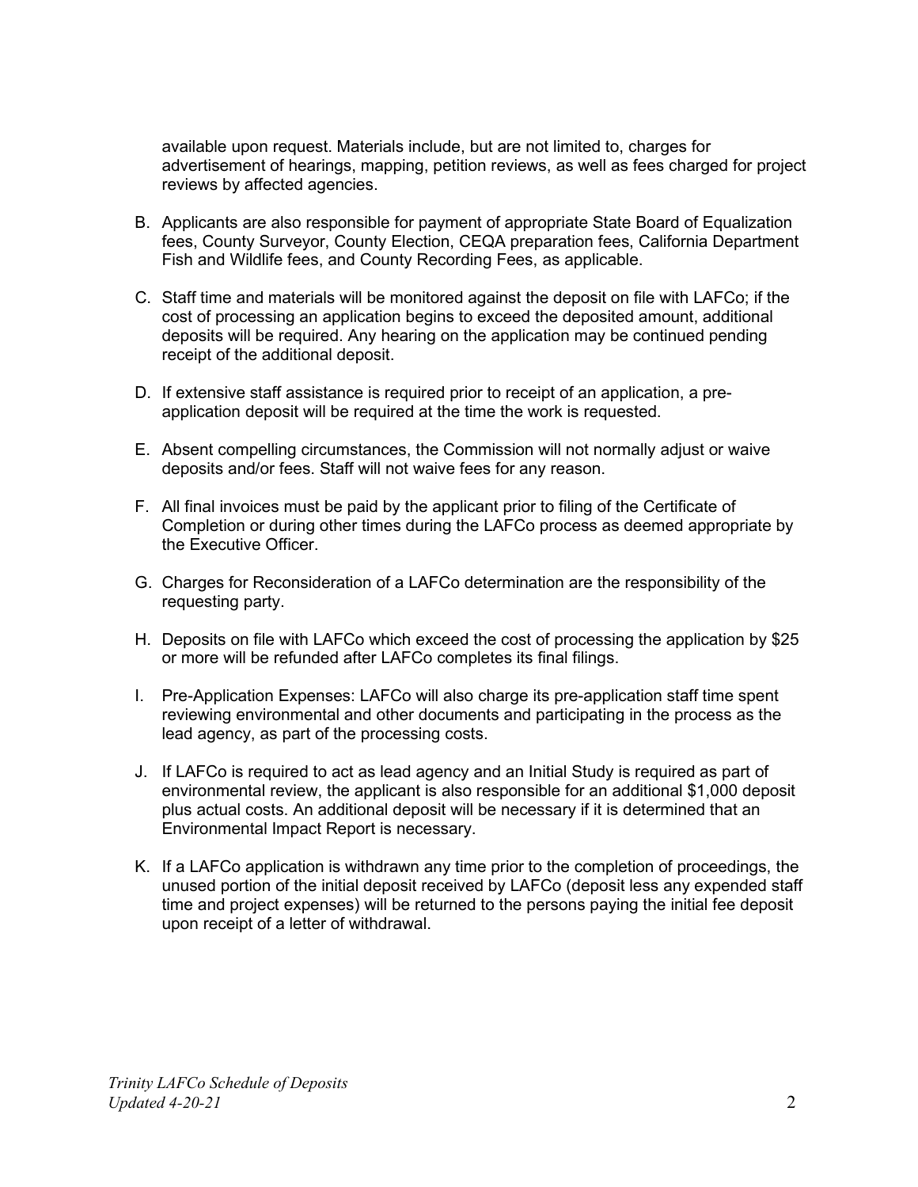available upon request. Materials include, but are not limited to, charges for advertisement of hearings, mapping, petition reviews, as well as fees charged for project reviews by affected agencies.

B. Applicants are also responsible for payment of appropriate State Board of Equalization fees, County Surveyor, County Election, CEQA preparation fees, California Department Fish and Wildlife fees, and County Recording Fees, as applicable.

C. Staff time and materials will be monitored against the deposit on file with LAFCo; if the cost of processing an application begins to exceed the deposited amount, additional deposits will be required. Any hearing on the application may be continued pending receipt of the additional deposit.

D. If extensive staff assistance is required prior to receipt of an application, a pre-application deposit will be required at the time the work is requested.

E. Absent compelling circumstances, the Commission will not normally adjust or waive deposits and/or fees. Staff will not waive fees for any reason.

F. All final invoices must be paid by the applicant prior to filing of the Certificate of Completion or during other times during the LAFCo process as deemed appropriate by the Executive Officer.

G. Charges for Reconsideration of a LAFCo determination are the responsibility of the requesting party.

H. Deposits on file with LAFCo which exceed the cost of processing the application by $25 or more will be refunded after LAFCo completes its final filings.

I. Pre-Application Expenses: LAFCo will also charge its pre-application staff time spent reviewing environmental and other documents and participating in the process as the lead agency, as part of the processing costs.

J. If LAFCo is required to act as lead agency and an Initial Study is required as part of environmental review, the applicant is also responsible for an additional $1,000 deposit plus actual costs. An additional deposit will be necessary if it is determined that an Environmental Impact Report is necessary.

K. If a LAFCo application is withdrawn any time prior to the completion of proceedings, the unused portion of the initial deposit received by LAFCo (deposit less any expended staff time and project expenses) will be returned to the persons paying the initial fee deposit upon receipt of a letter of withdrawal.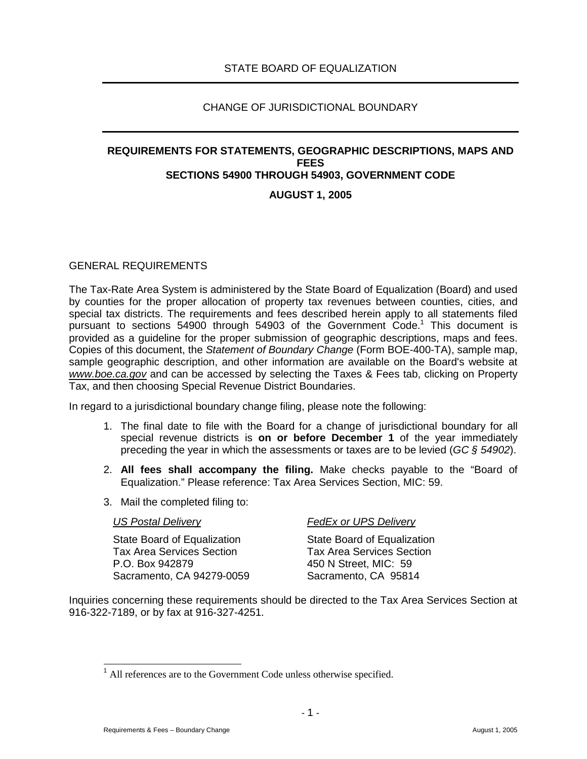# STATE BOARD OF EQUALIZATION

## CHANGE OF JURISDICTIONAL BOUNDARY

### REQUIREMENTS FOR STATEMENTS, GEOGRAPHIC DESCRIPTIONS, MAPS AND FEES
### SECTIONS 54900 THROUGH 54903, GOVERNMENT CODE

**AUGUST 1, 2005**

## GENERAL REQUIREMENTS

The Tax-Rate Area System is administered by the State Board of Equalization (Board) and used by counties for the proper allocation of property tax revenues between counties, cities, and special tax districts. The requirements and fees described herein apply to all statements filed pursuant to sections 54900 through 54903 of the Government Code.[1] This document is provided as a guideline for the proper submission of geographic descriptions, maps and fees. Copies of this document, the *Statement of Boundary Change* (Form BOE-400-TA), sample map, sample geographic description, and other information are available on the Board's website at *www.boe.ca.gov* and can be accessed by selecting the Taxes & Fees tab, clicking on Property Tax, and then choosing Special Revenue District Boundaries.

In regard to a jurisdictional boundary change filing, please note the following:

1. The final date to file with the Board for a change of jurisdictional boundary for all special revenue districts is **on or before December 1** of the year immediately preceding the year in which the assessments or taxes are to be levied (*GC § 54902*).
2. **All fees shall accompany the filing.** Make checks payable to the "Board of Equalization." Please reference: Tax Area Services Section, MIC: 59.
3. Mail the completed filing to:

| *US Postal Delivery* | *FedEx or UPS Delivery* |
|---|---|
| State Board of Equalization | State Board of Equalization |
| Tax Area Services Section | Tax Area Services Section |
| P.O. Box 942879 | 450 N Street, MIC: 59 |
| Sacramento, CA 94279-0059 | Sacramento, CA 95814 |

Inquiries concerning these requirements should be directed to the Tax Area Services Section at 916-322-7189, or by fax at 916-327-4251.

[1] All references are to the Government Code unless otherwise specified.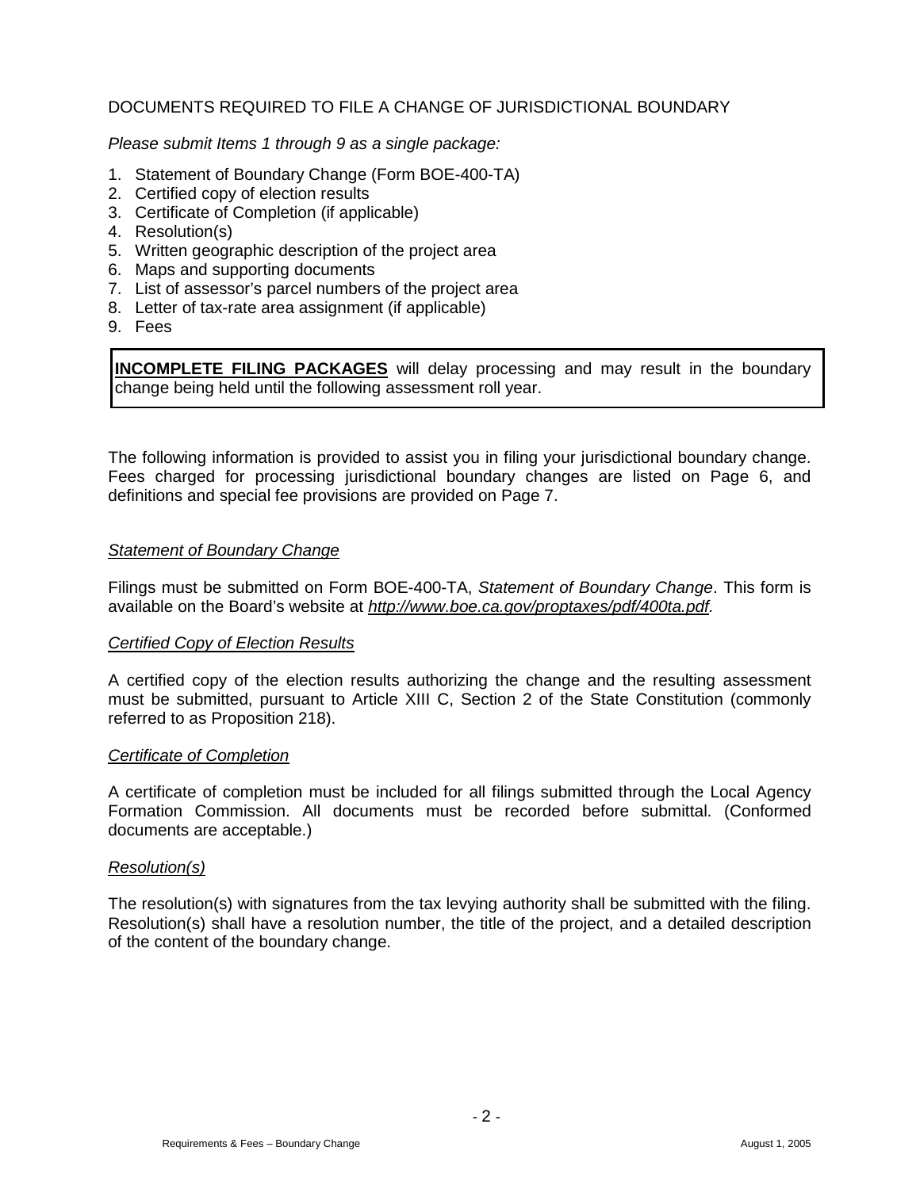DOCUMENTS REQUIRED TO FILE A CHANGE OF JURISDICTIONAL BOUNDARY

*Please submit Items 1 through 9 as a single package:*

1. Statement of Boundary Change (Form BOE-400-TA)
2. Certified copy of election results
3. Certificate of Completion (if applicable)
4. Resolution(s)
5. Written geographic description of the project area
6. Maps and supporting documents
7. List of assessor's parcel numbers of the project area
8. Letter of tax-rate area assignment (if applicable)
9. Fees

**INCOMPLETE FILING PACKAGES** will delay processing and may result in the boundary change being held until the following assessment roll year.

The following information is provided to assist you in filing your jurisdictional boundary change. Fees charged for processing jurisdictional boundary changes are listed on Page 6, and definitions and special fee provisions are provided on Page 7.

*Statement of Boundary Change*

Filings must be submitted on Form BOE-400-TA, *Statement of Boundary Change*. This form is available on the Board's website at *http://www.boe.ca.gov/proptaxes/pdf/400ta.pdf*.

*Certified Copy of Election Results*

A certified copy of the election results authorizing the change and the resulting assessment must be submitted, pursuant to Article XIII C, Section 2 of the State Constitution (commonly referred to as Proposition 218).

*Certificate of Completion*

A certificate of completion must be included for all filings submitted through the Local Agency Formation Commission. All documents must be recorded before submittal. (Conformed documents are acceptable.)

*Resolution(s)*

The resolution(s) with signatures from the tax levying authority shall be submitted with the filing. Resolution(s) shall have a resolution number, the title of the project, and a detailed description of the content of the boundary change.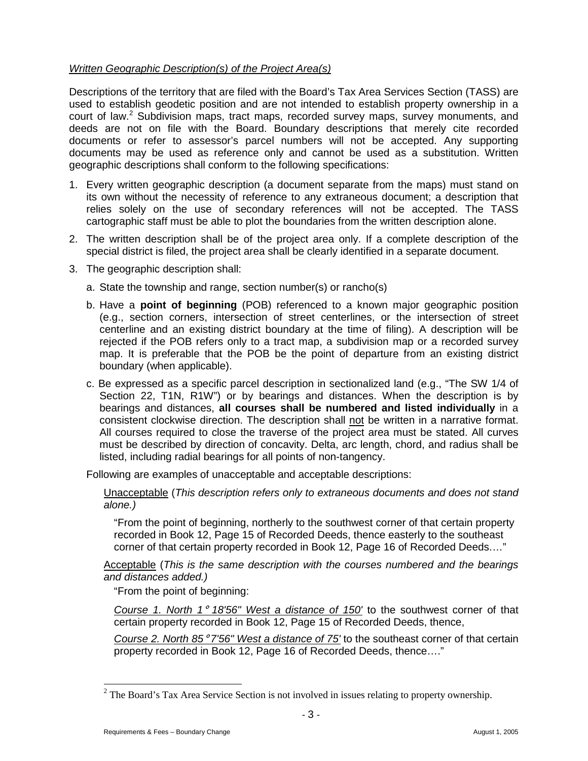*Written Geographic Description(s) of the Project Area(s)*

Descriptions of the territory that are filed with the Board's Tax Area Services Section (TASS) are used to establish geodetic position and are not intended to establish property ownership in a court of law.[2] Subdivision maps, tract maps, recorded survey maps, survey monuments, and deeds are not on file with the Board. Boundary descriptions that merely cite recorded documents or refer to assessor's parcel numbers will not be accepted. Any supporting documents may be used as reference only and cannot be used as a substitution. Written geographic descriptions shall conform to the following specifications:

1. Every written geographic description (a document separate from the maps) must stand on its own without the necessity of reference to any extraneous document; a description that relies solely on the use of secondary references will not be accepted. The TASS cartographic staff must be able to plot the boundaries from the written description alone.
2. The written description shall be of the project area only. If a complete description of the special district is filed, the project area shall be clearly identified in a separate document.
3. The geographic description shall:
   a. State the township and range, section number(s) or rancho(s)
   b. Have a **point of beginning** (POB) referenced to a known major geographic position (e.g., section corners, intersection of street centerlines, or the intersection of street centerline and an existing district boundary at the time of filing). A description will be rejected if the POB refers only to a tract map, a subdivision map or a recorded survey map. It is preferable that the POB be the point of departure from an existing district boundary (when applicable).
   c. Be expressed as a specific parcel description in sectionalized land (e.g., "The SW 1/4 of Section 22, T1N, R1W") or by bearings and distances. When the description is by bearings and distances, **all courses shall be numbered and listed individually** in a consistent clockwise direction. The description shall not be written in a narrative format. All courses required to close the traverse of the project area must be stated. All curves must be described by direction of concavity. Delta, arc length, chord, and radius shall be listed, including radial bearings for all points of non-tangency.

Following are examples of unacceptable and acceptable descriptions:

> Unacceptable (*This description refers only to extraneous documents and does not stand alone.)*
>
> "From the point of beginning, northerly to the southwest corner of that certain property recorded in Book 12, Page 15 of Recorded Deeds, thence easterly to the southeast corner of that certain property recorded in Book 12, Page 16 of Recorded Deeds…."
>
> Acceptable (*This is the same description with the courses numbered and the bearings and distances added.)*
>
> "From the point of beginning:
>
> *Course 1. North 1° 18'56" West a distance of 150'* to the southwest corner of that certain property recorded in Book 12, Page 15 of Recorded Deeds, thence,
>
> *Course 2. North 85° 7'56" West a distance of 75'* to the southeast corner of that certain property recorded in Book 12, Page 16 of Recorded Deeds, thence…."

---

[2] The Board's Tax Area Service Section is not involved in issues relating to property ownership.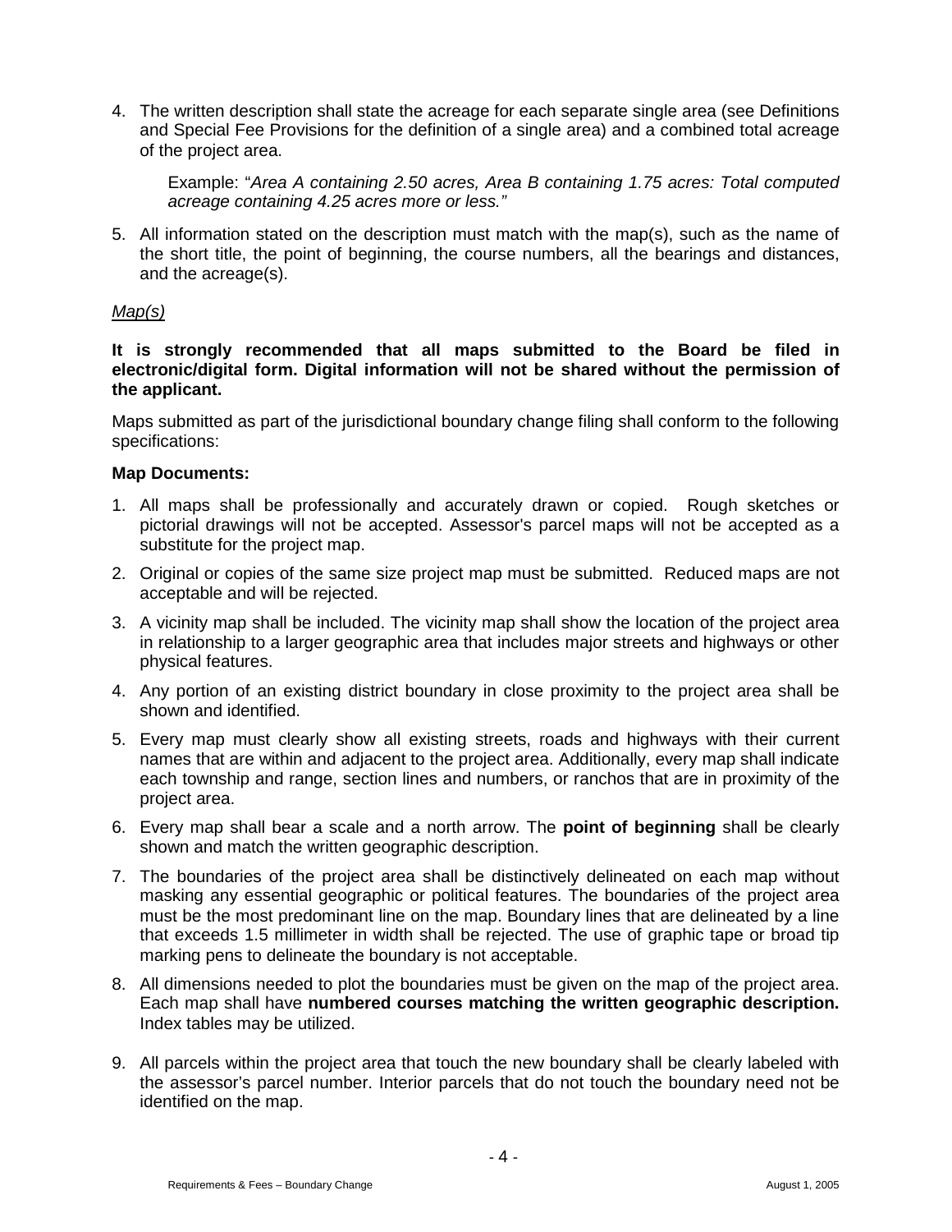4. The written description shall state the acreage for each separate single area (see Definitions and Special Fee Provisions for the definition of a single area) and a combined total acreage of the project area.

   Example: "*Area A containing 2.50 acres, Area B containing 1.75 acres: Total computed acreage containing 4.25 acres more or less.*"

5. All information stated on the description must match with the map(s), such as the name of the short title, the point of beginning, the course numbers, all the bearings and distances, and the acreage(s).

<u>*Map(s)*</u>

**It is strongly recommended that all maps submitted to the Board be filed in electronic/digital form. Digital information will not be shared without the permission of the applicant.**

Maps submitted as part of the jurisdictional boundary change filing shall conform to the following specifications:

**Map Documents:**

1. All maps shall be professionally and accurately drawn or copied. Rough sketches or pictorial drawings will not be accepted. Assessor's parcel maps will not be accepted as a substitute for the project map.
2. Original or copies of the same size project map must be submitted. Reduced maps are not acceptable and will be rejected.
3. A vicinity map shall be included. The vicinity map shall show the location of the project area in relationship to a larger geographic area that includes major streets and highways or other physical features.
4. Any portion of an existing district boundary in close proximity to the project area shall be shown and identified.
5. Every map must clearly show all existing streets, roads and highways with their current names that are within and adjacent to the project area. Additionally, every map shall indicate each township and range, section lines and numbers, or ranchos that are in proximity of the project area.
6. Every map shall bear a scale and a north arrow. The **point of beginning** shall be clearly shown and match the written geographic description.
7. The boundaries of the project area shall be distinctively delineated on each map without masking any essential geographic or political features. The boundaries of the project area must be the most predominant line on the map. Boundary lines that are delineated by a line that exceeds 1.5 millimeter in width shall be rejected. The use of graphic tape or broad tip marking pens to delineate the boundary is not acceptable.
8. All dimensions needed to plot the boundaries must be given on the map of the project area. Each map shall have **numbered courses matching the written geographic description.** Index tables may be utilized.
9. All parcels within the project area that touch the new boundary shall be clearly labeled with the assessor's parcel number. Interior parcels that do not touch the boundary need not be identified on the map.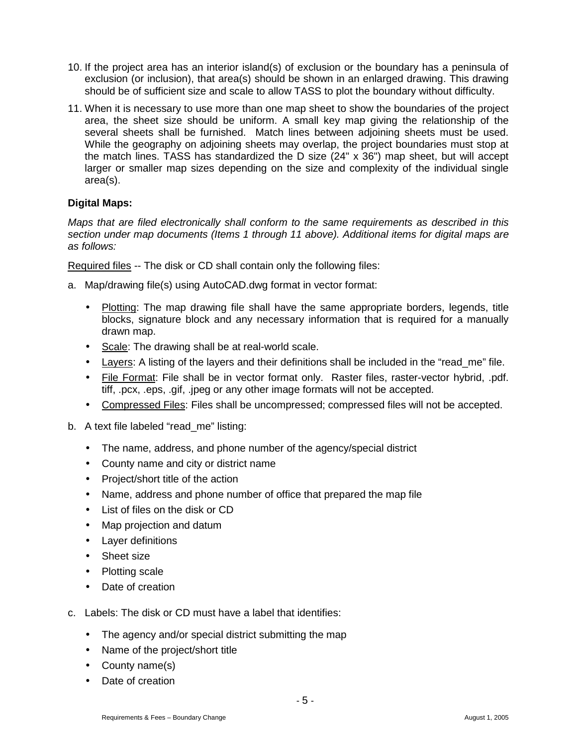10. If the project area has an interior island(s) of exclusion or the boundary has a peninsula of exclusion (or inclusion), that area(s) should be shown in an enlarged drawing. This drawing should be of sufficient size and scale to allow TASS to plot the boundary without difficulty.

11. When it is necessary to use more than one map sheet to show the boundaries of the project area, the sheet size should be uniform. A small key map giving the relationship of the several sheets shall be furnished. Match lines between adjoining sheets must be used. While the geography on adjoining sheets may overlap, the project boundaries must stop at the match lines. TASS has standardized the D size (24" x 36") map sheet, but will accept larger or smaller map sizes depending on the size and complexity of the individual single area(s).

**Digital Maps:**

*Maps that are filed electronically shall conform to the same requirements as described in this section under map documents (Items 1 through 11 above). Additional items for digital maps are as follows:*

<u>Required files</u> -- The disk or CD shall contain only the following files:

a. Map/drawing file(s) using AutoCAD.dwg format in vector format:

   - <u>Plotting</u>: The map drawing file shall have the same appropriate borders, legends, title blocks, signature block and any necessary information that is required for a manually drawn map.
   - <u>Scale</u>: The drawing shall be at real-world scale.
   - <u>Layers</u>: A listing of the layers and their definitions shall be included in the "read_me" file.
   - <u>File Format</u>: File shall be in vector format only. Raster files, raster-vector hybrid, .pdf. tiff, .pcx, .eps, .gif, .jpeg or any other image formats will not be accepted.
   - <u>Compressed Files</u>: Files shall be uncompressed; compressed files will not be accepted.

b. A text file labeled "read_me" listing:

   - The name, address, and phone number of the agency/special district
   - County name and city or district name
   - Project/short title of the action
   - Name, address and phone number of office that prepared the map file
   - List of files on the disk or CD
   - Map projection and datum
   - Layer definitions
   - Sheet size
   - Plotting scale
   - Date of creation

c. Labels: The disk or CD must have a label that identifies:

   - The agency and/or special district submitting the map
   - Name of the project/short title
   - County name(s)
   - Date of creation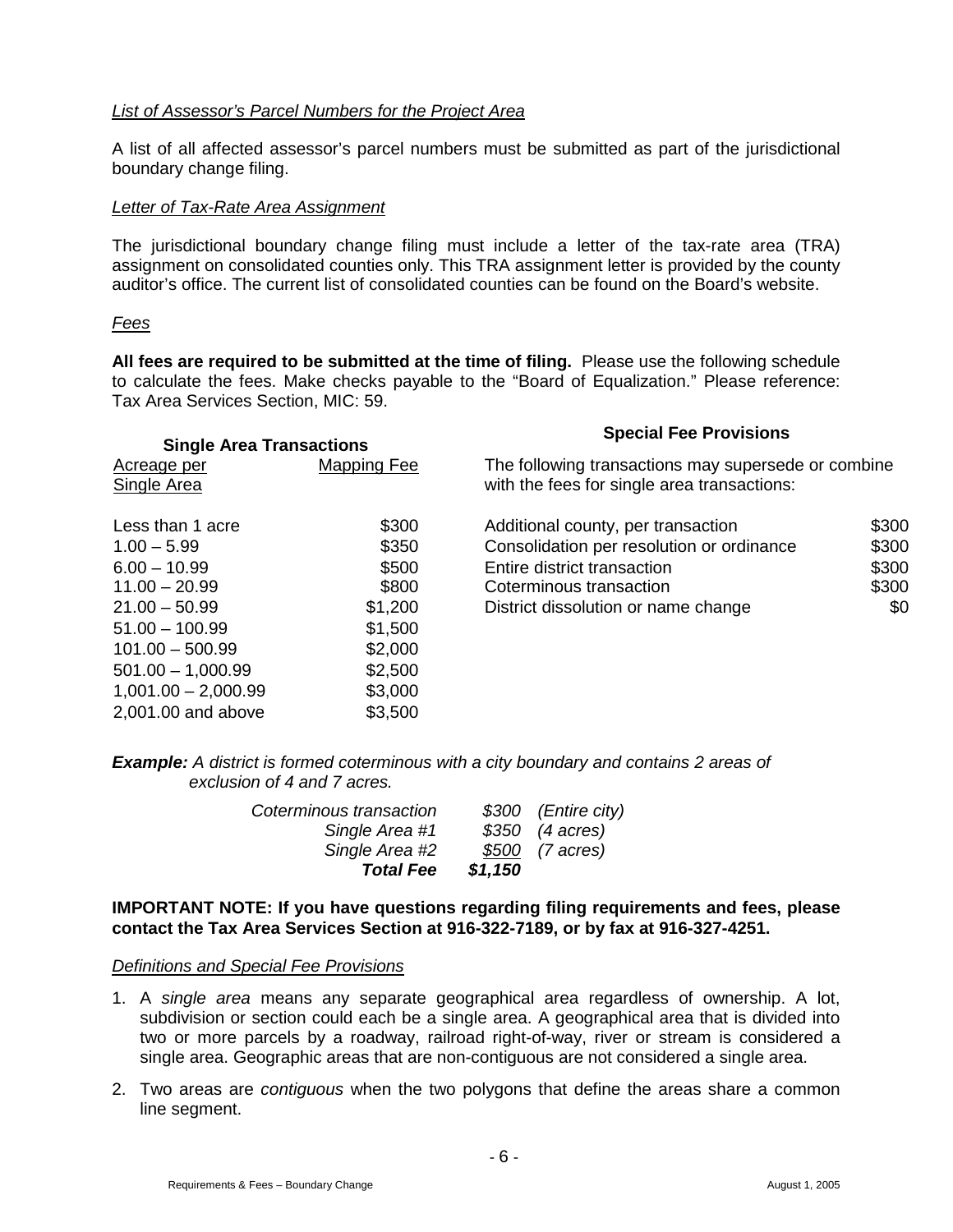*List of Assessor's Parcel Numbers for the Project Area*

A list of all affected assessor's parcel numbers must be submitted as part of the jurisdictional boundary change filing.

*Letter of Tax-Rate Area Assignment*

The jurisdictional boundary change filing must include a letter of the tax-rate area (TRA) assignment on consolidated counties only. This TRA assignment letter is provided by the county auditor's office. The current list of consolidated counties can be found on the Board's website.

*Fees*

**All fees are required to be submitted at the time of filing.** Please use the following schedule to calculate the fees. Make checks payable to the "Board of Equalization." Please reference: Tax Area Services Section, MIC: 59.

**Single Area Transactions**

| Acreage per Single Area | Mapping Fee |
|---|---|
| Less than 1 acre | $300 |
| 1.00 – 5.99 | $350 |
| 6.00 – 10.99 | $500 |
| 11.00 – 20.99 | $800 |
| 21.00 – 50.99 | $1,200 |
| 51.00 – 100.99 | $1,500 |
| 101.00 – 500.99 | $2,000 |
| 501.00 – 1,000.99 | $2,500 |
| 1,001.00 – 2,000.99 | $3,000 |
| 2,001.00 and above | $3,500 |

**Special Fee Provisions**

The following transactions may supersede or combine with the fees for single area transactions:

| Transaction | Fee |
|---|---|
| Additional county, per transaction | $300 |
| Consolidation per resolution or ordinance | $300 |
| Entire district transaction | $300 |
| Coterminous transaction | $300 |
| District dissolution or name change | $0 |

***Example:*** *A district is formed coterminous with a city boundary and contains 2 areas of exclusion of 4 and 7 acres.*

| | | |
|---|---|---|
| *Coterminous transaction* | *$300* | *(Entire city)* |
| *Single Area #1* | *$350* | *(4 acres)* |
| *Single Area #2* | *$500* | *(7 acres)* |
| ***Total Fee*** | ***$1,150*** | |

**IMPORTANT NOTE: If you have questions regarding filing requirements and fees, please contact the Tax Area Services Section at 916-322-7189, or by fax at 916-327-4251.**

*Definitions and Special Fee Provisions*

1. A *single area* means any separate geographical area regardless of ownership. A lot, subdivision or section could each be a single area. A geographical area that is divided into two or more parcels by a roadway, railroad right-of-way, river or stream is considered a single area. Geographic areas that are non-contiguous are not considered a single area.
2. Two areas are *contiguous* when the two polygons that define the areas share a common line segment.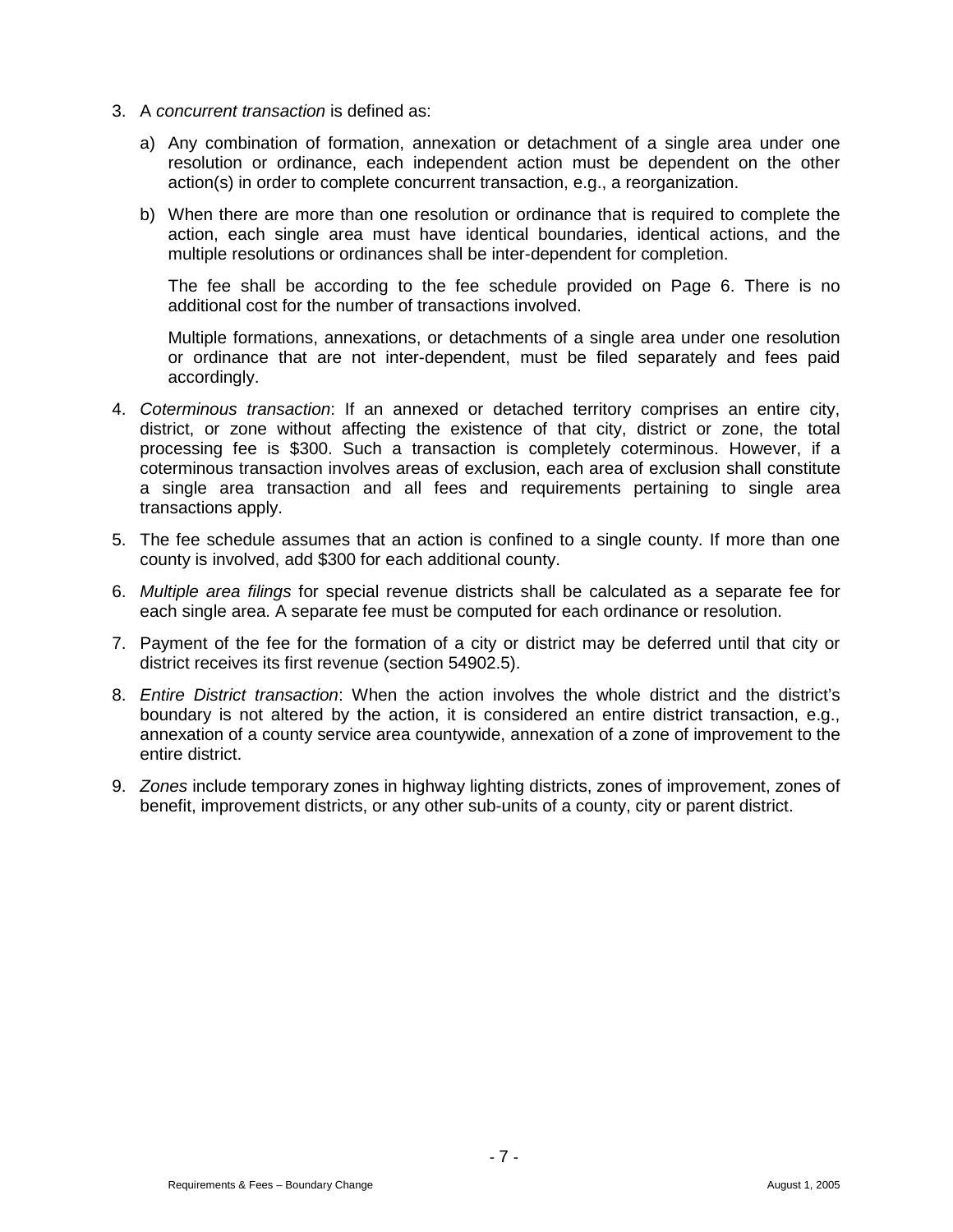3. A *concurrent transaction* is defined as:

   a) Any combination of formation, annexation or detachment of a single area under one resolution or ordinance, each independent action must be dependent on the other action(s) in order to complete concurrent transaction, e.g., a reorganization.

   b) When there are more than one resolution or ordinance that is required to complete the action, each single area must have identical boundaries, identical actions, and the multiple resolutions or ordinances shall be inter-dependent for completion.

   The fee shall be according to the fee schedule provided on Page 6. There is no additional cost for the number of transactions involved.

   Multiple formations, annexations, or detachments of a single area under one resolution or ordinance that are not inter-dependent, must be filed separately and fees paid accordingly.

4. *Coterminous transaction*: If an annexed or detached territory comprises an entire city, district, or zone without affecting the existence of that city, district or zone, the total processing fee is $300. Such a transaction is completely coterminous. However, if a coterminous transaction involves areas of exclusion, each area of exclusion shall constitute a single area transaction and all fees and requirements pertaining to single area transactions apply.

5. The fee schedule assumes that an action is confined to a single county. If more than one county is involved, add $300 for each additional county.

6. *Multiple area filings* for special revenue districts shall be calculated as a separate fee for each single area. A separate fee must be computed for each ordinance or resolution.

7. Payment of the fee for the formation of a city or district may be deferred until that city or district receives its first revenue (section 54902.5).

8. *Entire District transaction*: When the action involves the whole district and the district's boundary is not altered by the action, it is considered an entire district transaction, e.g., annexation of a county service area countywide, annexation of a zone of improvement to the entire district.

9. *Zones* include temporary zones in highway lighting districts, zones of improvement, zones of benefit, improvement districts, or any other sub-units of a county, city or parent district.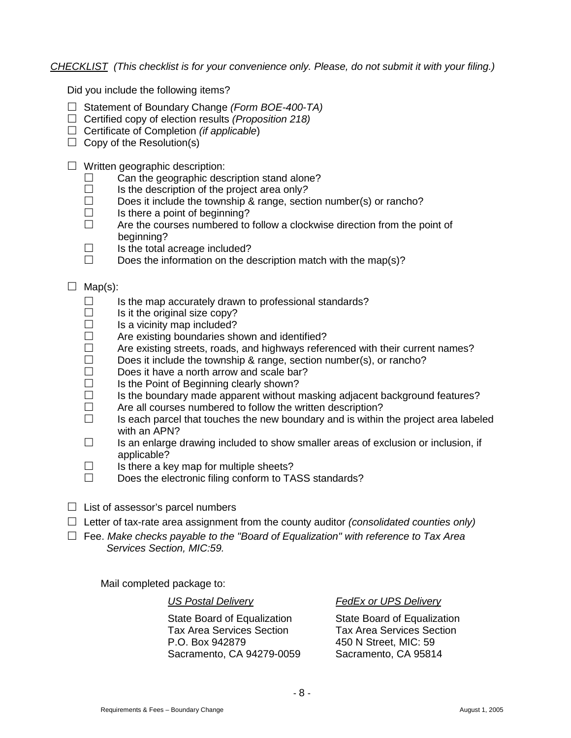*CHECKLIST (This checklist is for your convenience only. Please, do not submit it with your filing.)*

Did you include the following items?

- ☐ Statement of Boundary Change *(Form BOE-400-TA)*
- ☐ Certified copy of election results *(Proposition 218)*
- ☐ Certificate of Completion *(if applicable)*
- ☐ Copy of the Resolution(s)

- ☐ Written geographic description:
  - ☐ Can the geographic description stand alone?
  - ☐ Is the description of the project area only?
  - ☐ Does it include the township & range, section number(s) or rancho?
  - ☐ Is there a point of beginning?
  - ☐ Are the courses numbered to follow a clockwise direction from the point of beginning?
  - ☐ Is the total acreage included?
  - ☐ Does the information on the description match with the map(s)?

- ☐ Map(s):
  - ☐ Is the map accurately drawn to professional standards?
  - ☐ Is it the original size copy?
  - ☐ Is a vicinity map included?
  - ☐ Are existing boundaries shown and identified?
  - ☐ Are existing streets, roads, and highways referenced with their current names?
  - ☐ Does it include the township & range, section number(s), or rancho?
  - ☐ Does it have a north arrow and scale bar?
  - ☐ Is the Point of Beginning clearly shown?
  - ☐ Is the boundary made apparent without masking adjacent background features?
  - ☐ Are all courses numbered to follow the written description?
  - ☐ Is each parcel that touches the new boundary and is within the project area labeled with an APN?
  - ☐ Is an enlarge drawing included to show smaller areas of exclusion or inclusion, if applicable?
  - ☐ Is there a key map for multiple sheets?
  - ☐ Does the electronic filing conform to TASS standards?

- ☐ List of assessor's parcel numbers
- ☐ Letter of tax-rate area assignment from the county auditor *(consolidated counties only)*
- ☐ Fee. *Make checks payable to the "Board of Equalization" with reference to Tax Area Services Section, MIC:59.*

Mail completed package to:

*US Postal Delivery*

State Board of Equalization
Tax Area Services Section
P.O. Box 942879
Sacramento, CA 94279-0059

*FedEx or UPS Delivery*

State Board of Equalization
Tax Area Services Section
450 N Street, MIC: 59
Sacramento, CA 95814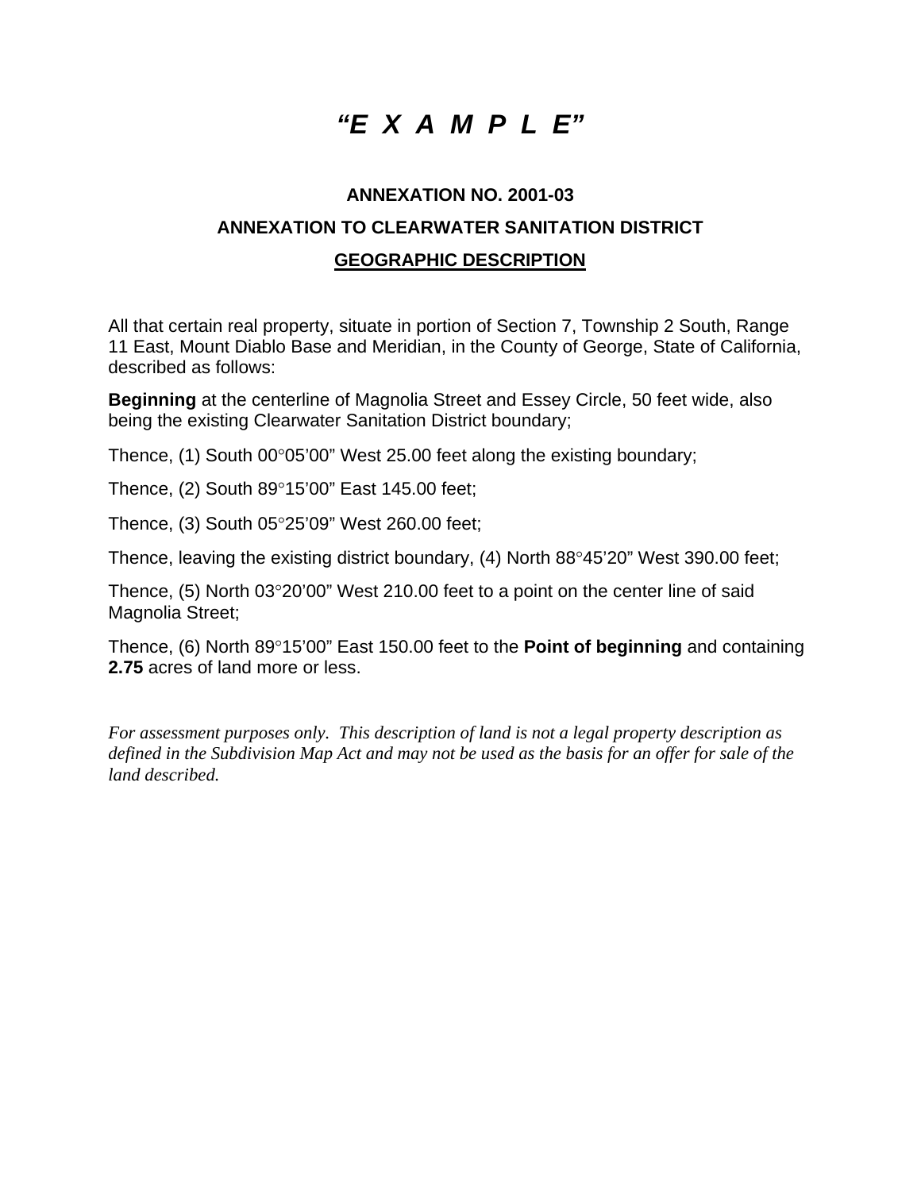# *"E X A M P L E"*

**ANNEXATION NO. 2001-03**

**ANNEXATION TO CLEARWATER SANITATION DISTRICT**

**GEOGRAPHIC DESCRIPTION**

All that certain real property, situate in portion of Section 7, Township 2 South, Range 11 East, Mount Diablo Base and Meridian, in the County of George, State of California, described as follows:

**Beginning** at the centerline of Magnolia Street and Essey Circle, 50 feet wide, also being the existing Clearwater Sanitation District boundary;

Thence, (1) South 00°05'00" West 25.00 feet along the existing boundary;

Thence, (2) South 89°15'00" East 145.00 feet;

Thence, (3) South 05°25'09" West 260.00 feet;

Thence, leaving the existing district boundary, (4) North 88°45'20" West 390.00 feet;

Thence, (5) North 03°20'00" West 210.00 feet to a point on the center line of said Magnolia Street;

Thence, (6) North 89°15'00" East 150.00 feet to the **Point of beginning** and containing **2.75** acres of land more or less.

*For assessment purposes only. This description of land is not a legal property description as defined in the Subdivision Map Act and may not be used as the basis for an offer for sale of the land described.*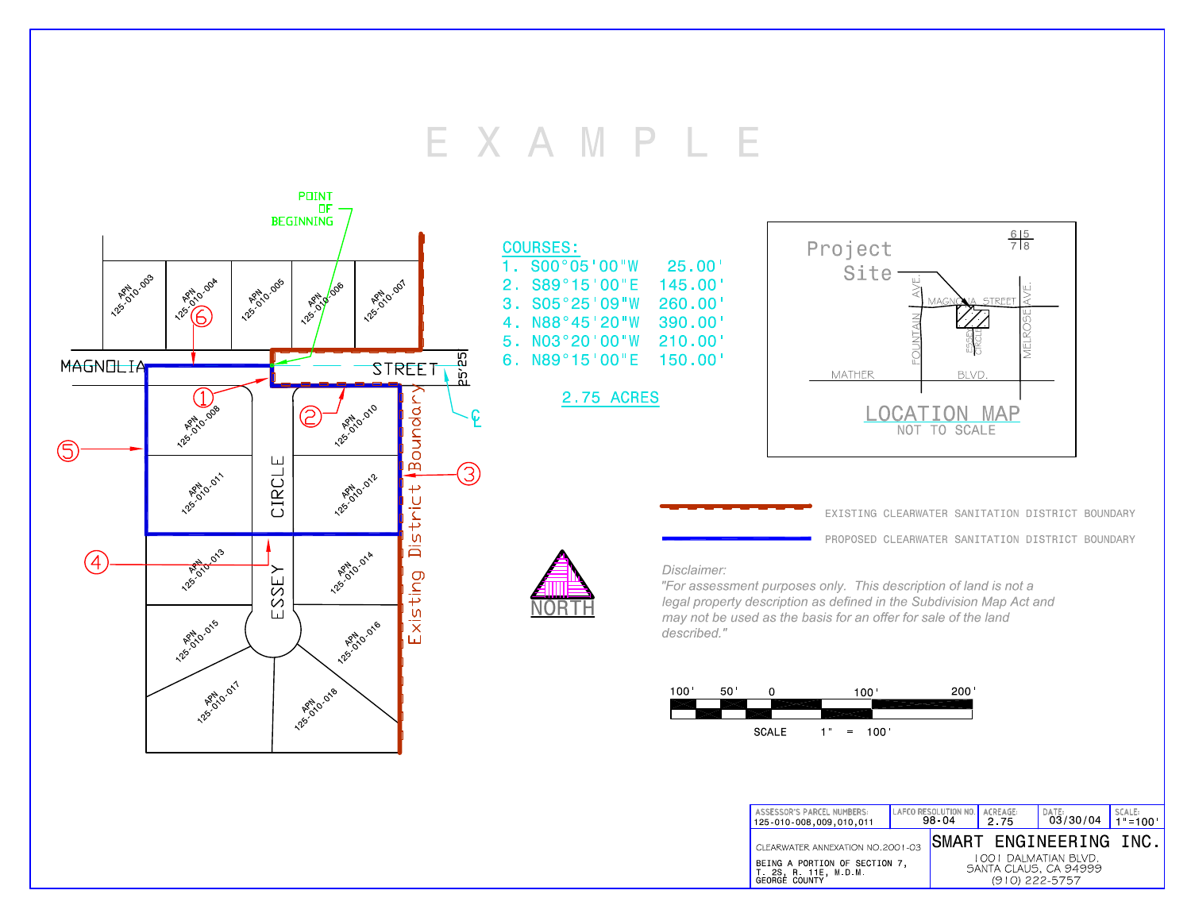E X A M P L E

COURSES:

1. S00°05'00"W 25.00'
2. S89°15'00"E 145.00'
3. S05°25'09"W 260.00'
4. N88°45'20"W 390.00'
5. N03°20'00"W 210.00'
6. N89°15'00"E 150.00'

2.75 ACRES

POINT OF BEGINNING

MAGNOLIA STREET

CIRCLE

ESSEY

Existing District Boundary

APN 125-010-003
APN 125-010-004
APN 125-010-005
APN 125-010-006
APN 125-010-007
APN 125-010-008
APN 125-010-010
APN 125-010-011
APN 125-010-012
APN 125-010-013
APN 125-010-014
APN 125-010-015
APN 125-010-016
APN 125-010-017
APN 125-010-018

25' 25'

℄

NORTH

Project Site

FOUNTAIN AVE.
MAGNOLIA STREET
MELROSE AVE.
ESSEY CIRCLE
MATHER BLVD.

6 | 5
7 | 8

LOCATION MAP
NOT TO SCALE

EXISTING CLEARWATER SANITATION DISTRICT BOUNDARY

PROPOSED CLEARWATER SANITATION DISTRICT BOUNDARY

*Disclaimer:*
*"For assessment purposes only. This description of land is not a legal property description as defined in the Subdivision Map Act and may not be used as the basis for an offer for sale of the land described."*

100' 50' 0 100' 200'

SCALE 1" = 100'

| ASSESSOR'S PARCEL NUMBERS: | LAFCO RESOLUTION NO. | ACREAGE: | DATE: | SCALE: |
|---|---|---|---|---|
| 125-010-008,009,010,011 | 98-04 | 2.75 | 03/30/04 | 1"=100' |

CLEARWATER ANNEXATION NO.2001-03

BEING A PORTION OF SECTION 7, T. 2S, R. 11E, M.D.M. GEORGE COUNTY

SMART ENGINEERING INC.
1001 DALMATIAN BLVD.
SANTA CLAUS, CA 94999
(910) 222-5757